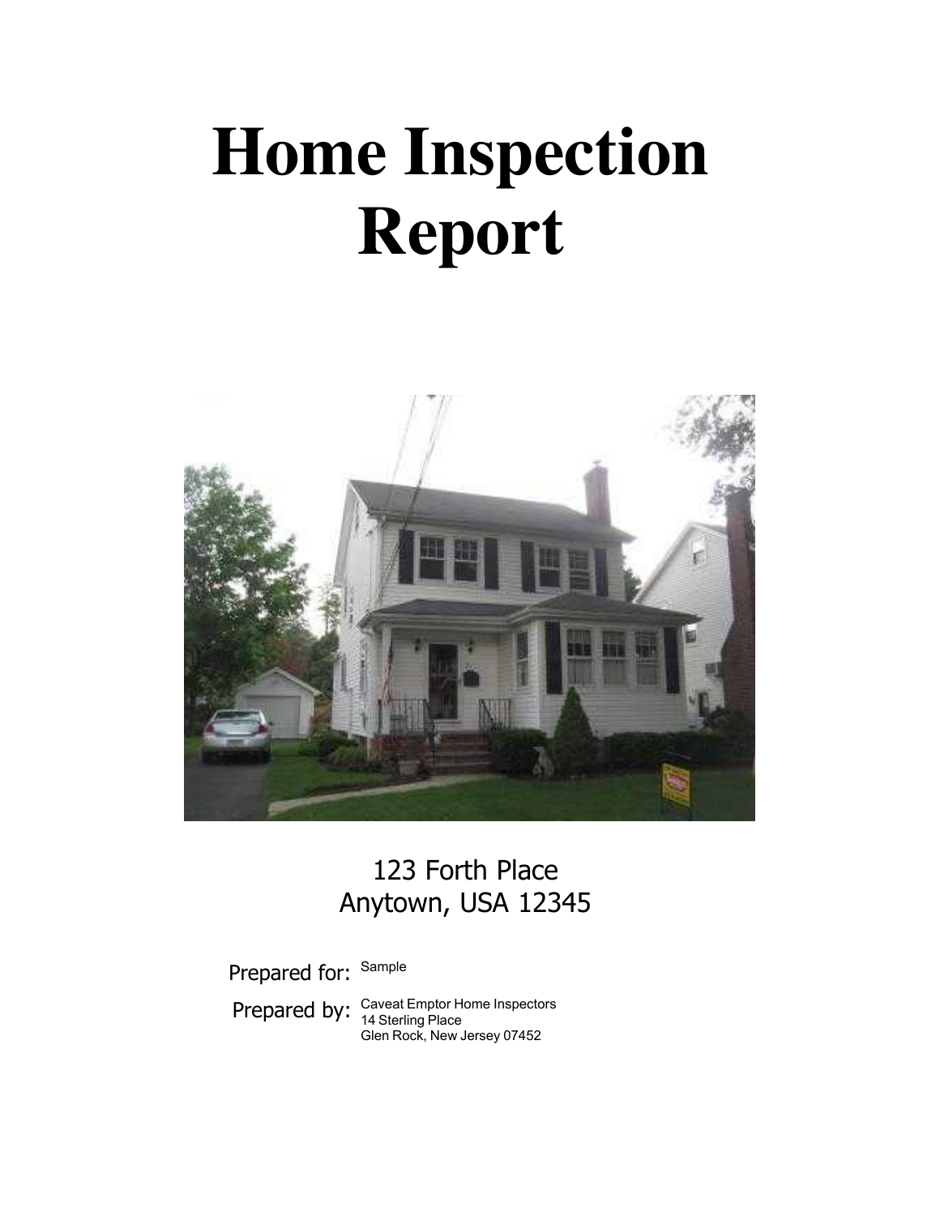# Home Inspection Report

123 Forth Place
Anytown, USA 12345

Prepared for: Sample

Prepared by: Caveat Emptor Home Inspectors
14 Sterling Place
Glen Rock, New Jersey 07452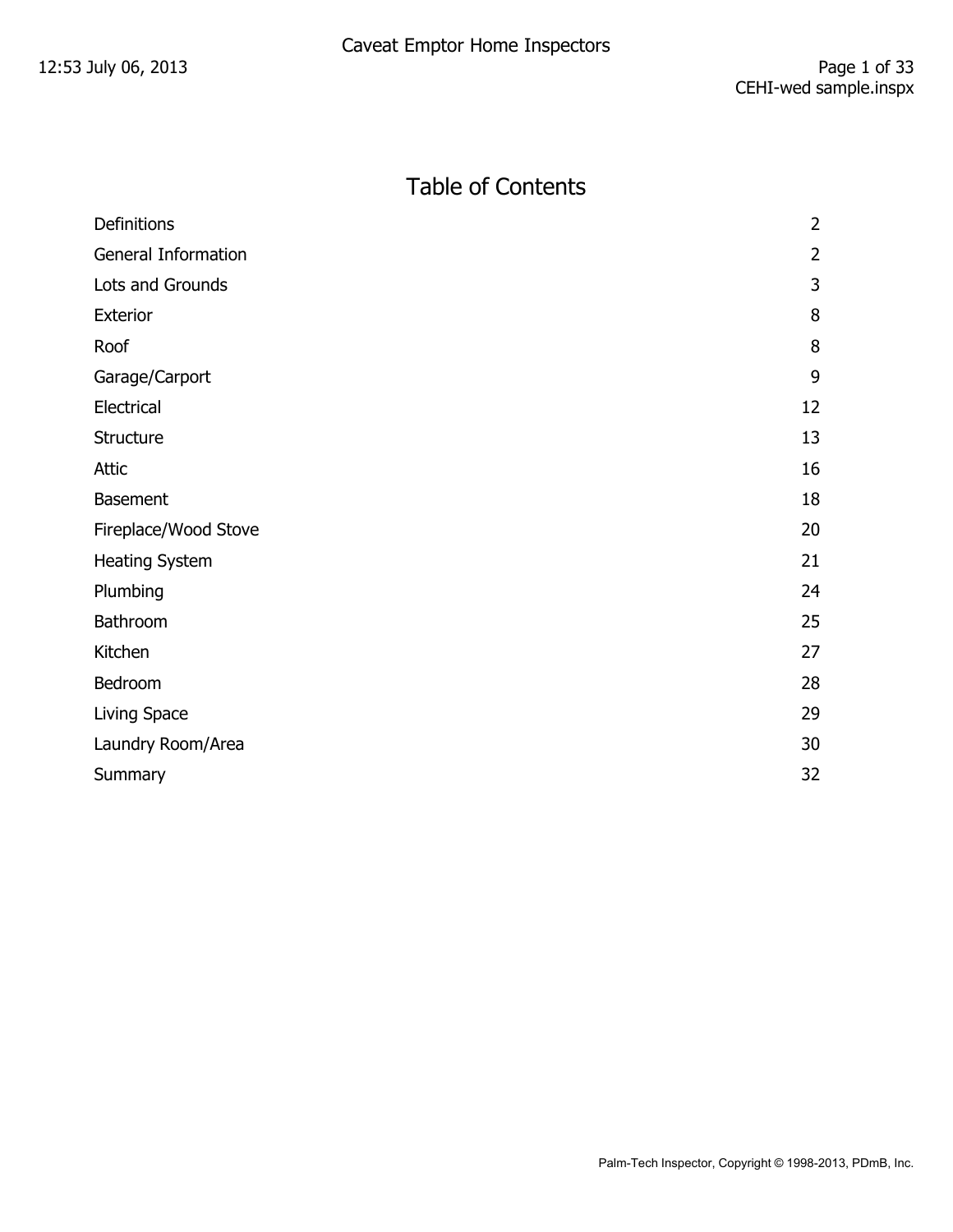# Table of Contents

| | |
|---|---|
| Definitions | 2 |
| General Information | 2 |
| Lots and Grounds | 3 |
| Exterior | 8 |
| Roof | 8 |
| Garage/Carport | 9 |
| Electrical | 12 |
| Structure | 13 |
| Attic | 16 |
| Basement | 18 |
| Fireplace/Wood Stove | 20 |
| Heating System | 21 |
| Plumbing | 24 |
| Bathroom | 25 |
| Kitchen | 27 |
| Bedroom | 28 |
| Living Space | 29 |
| Laundry Room/Area | 30 |
| Summary | 32 |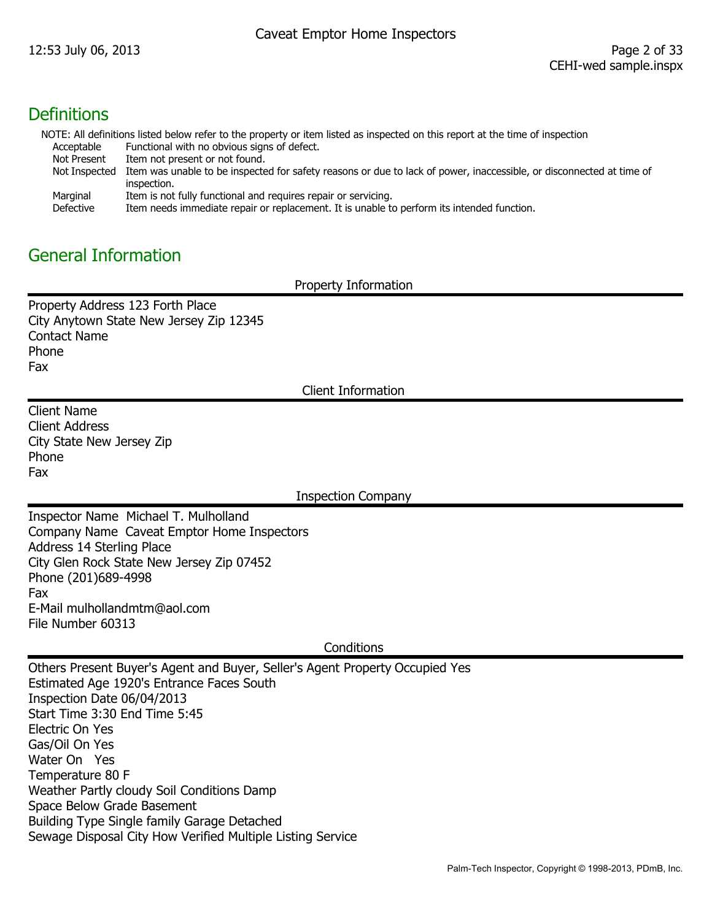## Definitions

NOTE: All definitions listed below refer to the property or item listed as inspected on this report at the time of inspection

| | |
|---|---|
| Acceptable | Functional with no obvious signs of defect. |
| Not Present | Item not present or not found. |
| Not Inspected | Item was unable to be inspected for safety reasons or due to lack of power, inaccessible, or disconnected at time of inspection. |
| Marginal | Item is not fully functional and requires repair or servicing. |
| Defective | Item needs immediate repair or replacement. It is unable to perform its intended function. |

## General Information

### Property Information

Property Address 123 Forth Place
City Anytown State New Jersey Zip 12345
Contact Name
Phone
Fax

### Client Information

Client Name
Client Address
City State New Jersey Zip
Phone
Fax

### Inspection Company

Inspector Name Michael T. Mulholland
Company Name Caveat Emptor Home Inspectors
Address 14 Sterling Place
City Glen Rock State New Jersey Zip 07452
Phone (201)689-4998
Fax
E-Mail mulhollandmtm@aol.com
File Number 60313

### Conditions

Others Present Buyer's Agent and Buyer, Seller's Agent Property Occupied Yes
Estimated Age 1920's Entrance Faces South
Inspection Date 06/04/2013
Start Time 3:30 End Time 5:45
Electric On Yes
Gas/Oil On Yes
Water On Yes
Temperature 80 F
Weather Partly cloudy Soil Conditions Damp
Space Below Grade Basement
Building Type Single family Garage Detached
Sewage Disposal City How Verified Multiple Listing Service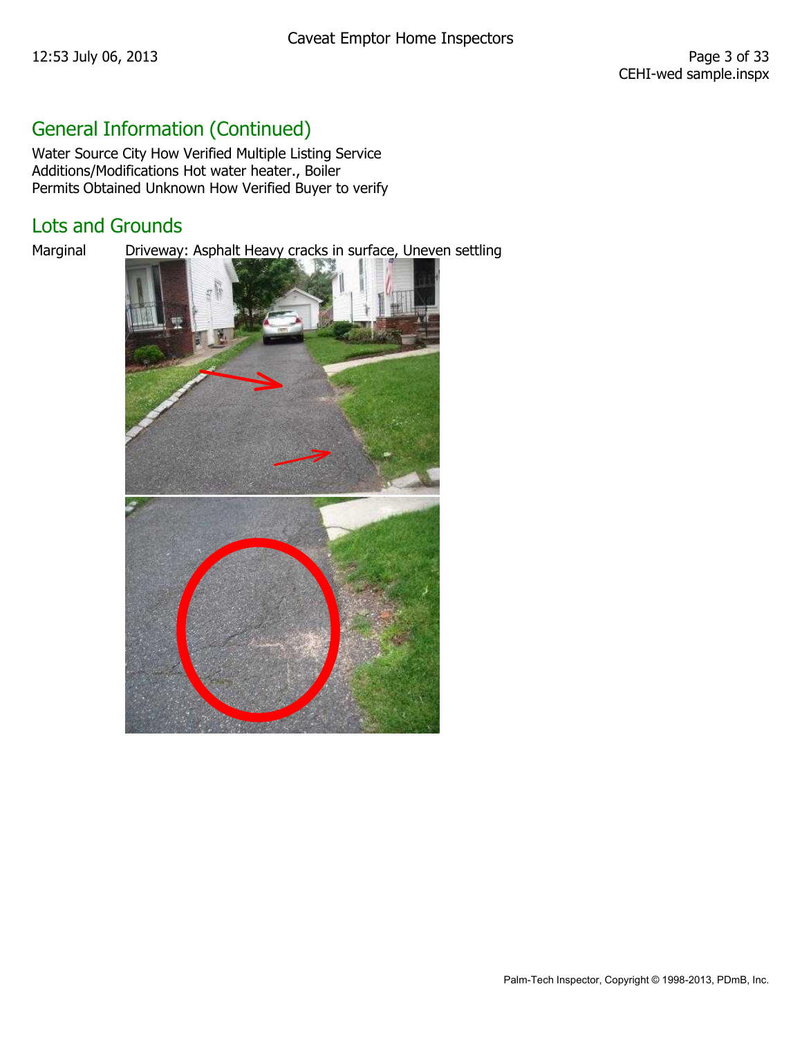## General Information (Continued)

Water Source City How Verified Multiple Listing Service
Additions/Modifications Hot water heater., Boiler
Permits Obtained Unknown How Verified Buyer to verify

## Lots and Grounds

Marginal Driveway: Asphalt Heavy cracks in surface, Uneven settling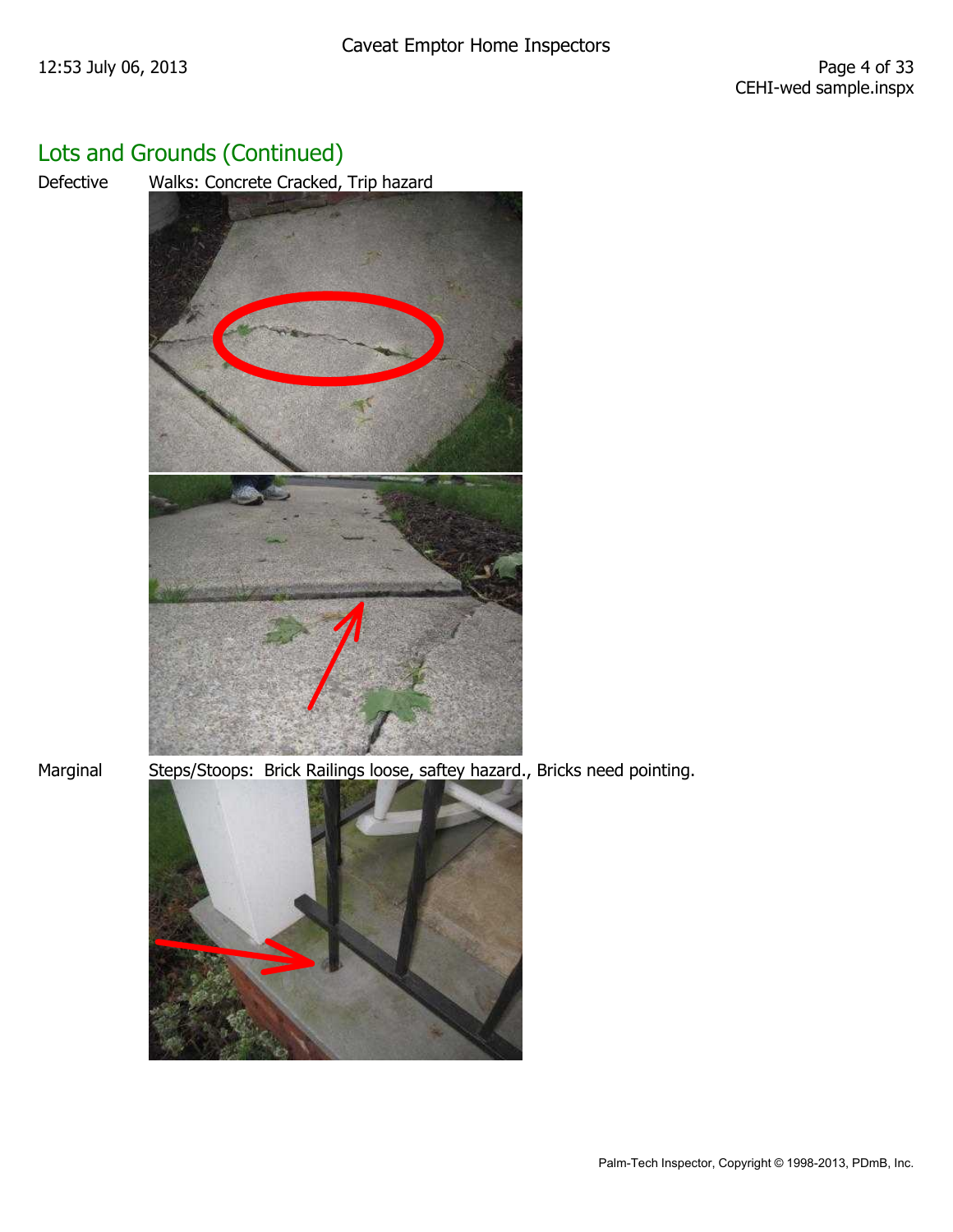## Lots and Grounds (Continued)

Defective Walks: Concrete Cracked, Trip hazard

Marginal Steps/Stoops: Brick Railings loose, saftey hazard., Bricks need pointing.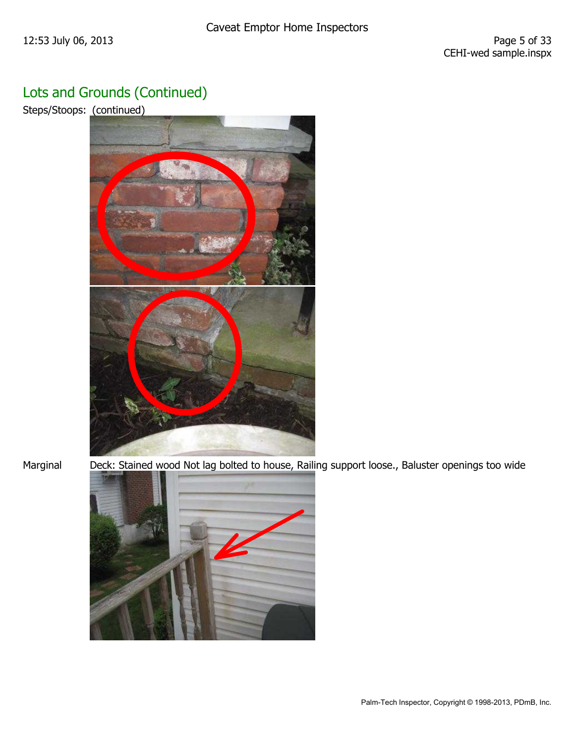## Lots and Grounds (Continued)

Steps/Stoops: (continued)

Marginal Deck: Stained wood Not lag bolted to house, Railing support loose., Baluster openings too wide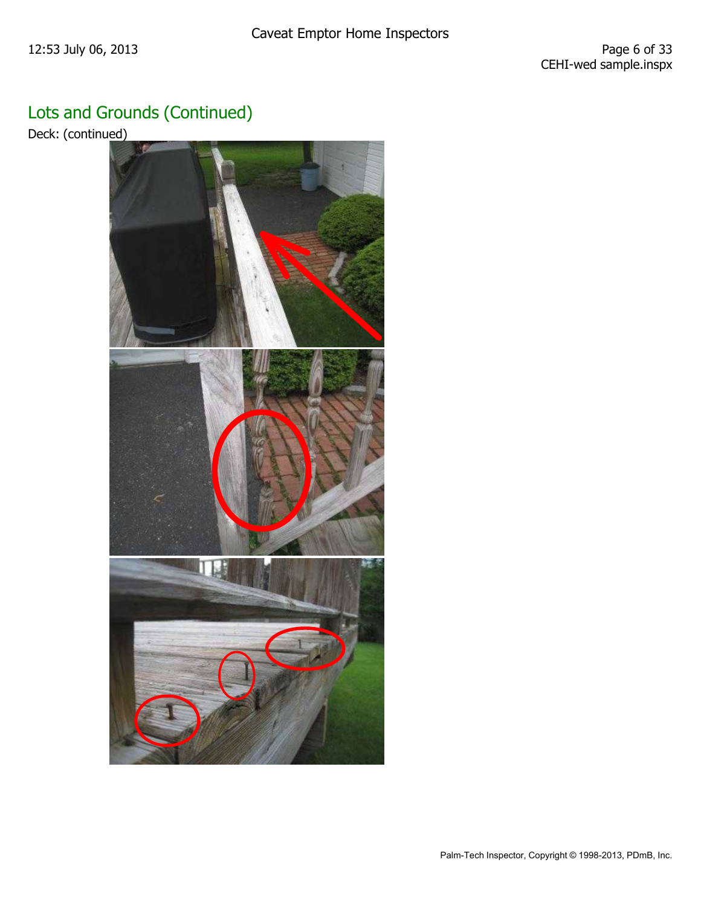## Lots and Grounds (Continued)

Deck: (continued)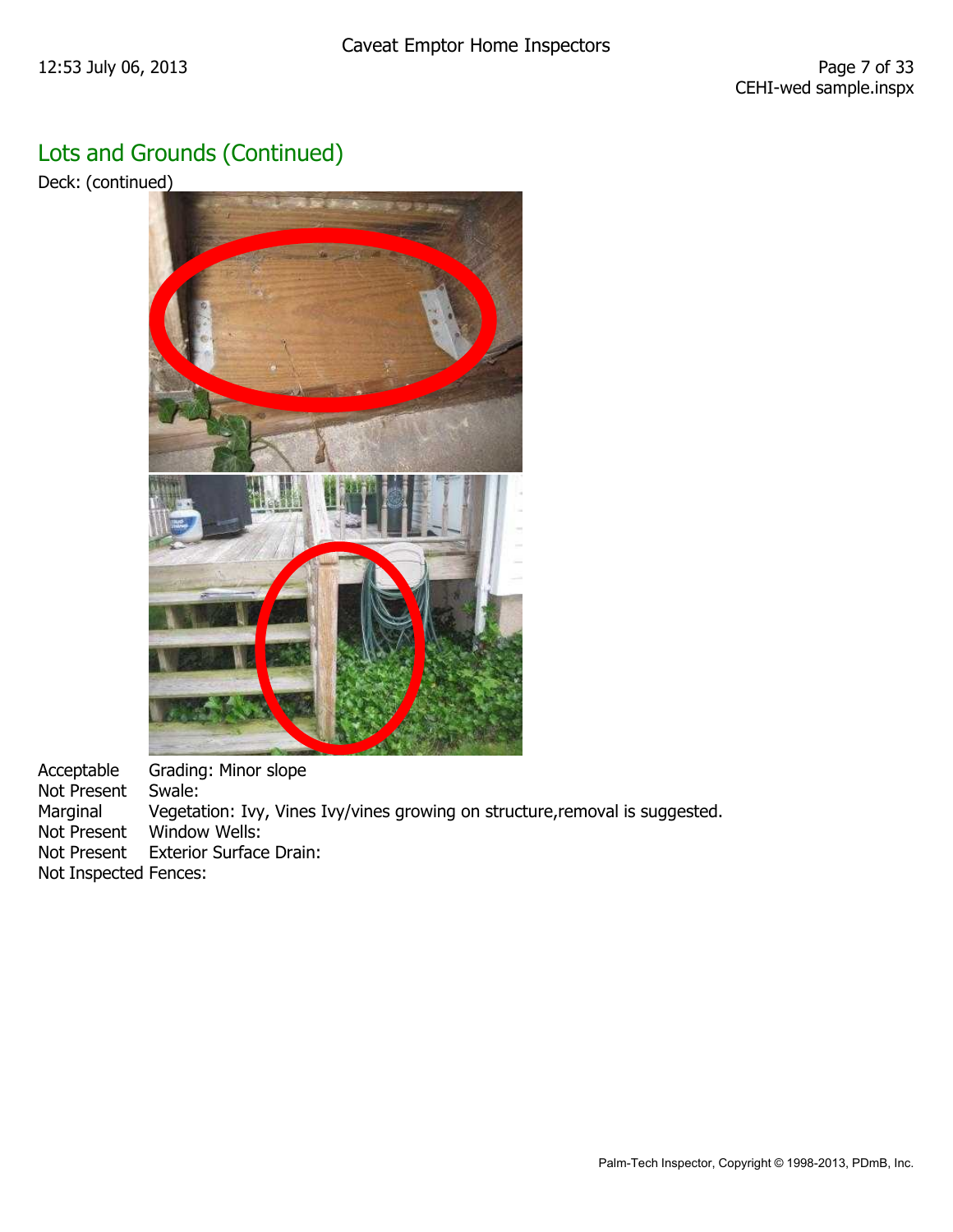## Lots and Grounds (Continued)

Deck: (continued)

| | |
|---|---|
| Acceptable | Grading: Minor slope |
| Not Present | Swale: |
| Marginal | Vegetation: Ivy, Vines Ivy/vines growing on structure,removal is suggested. |
| Not Present | Window Wells: |
| Not Present | Exterior Surface Drain: |
| Not Inspected | Fences: |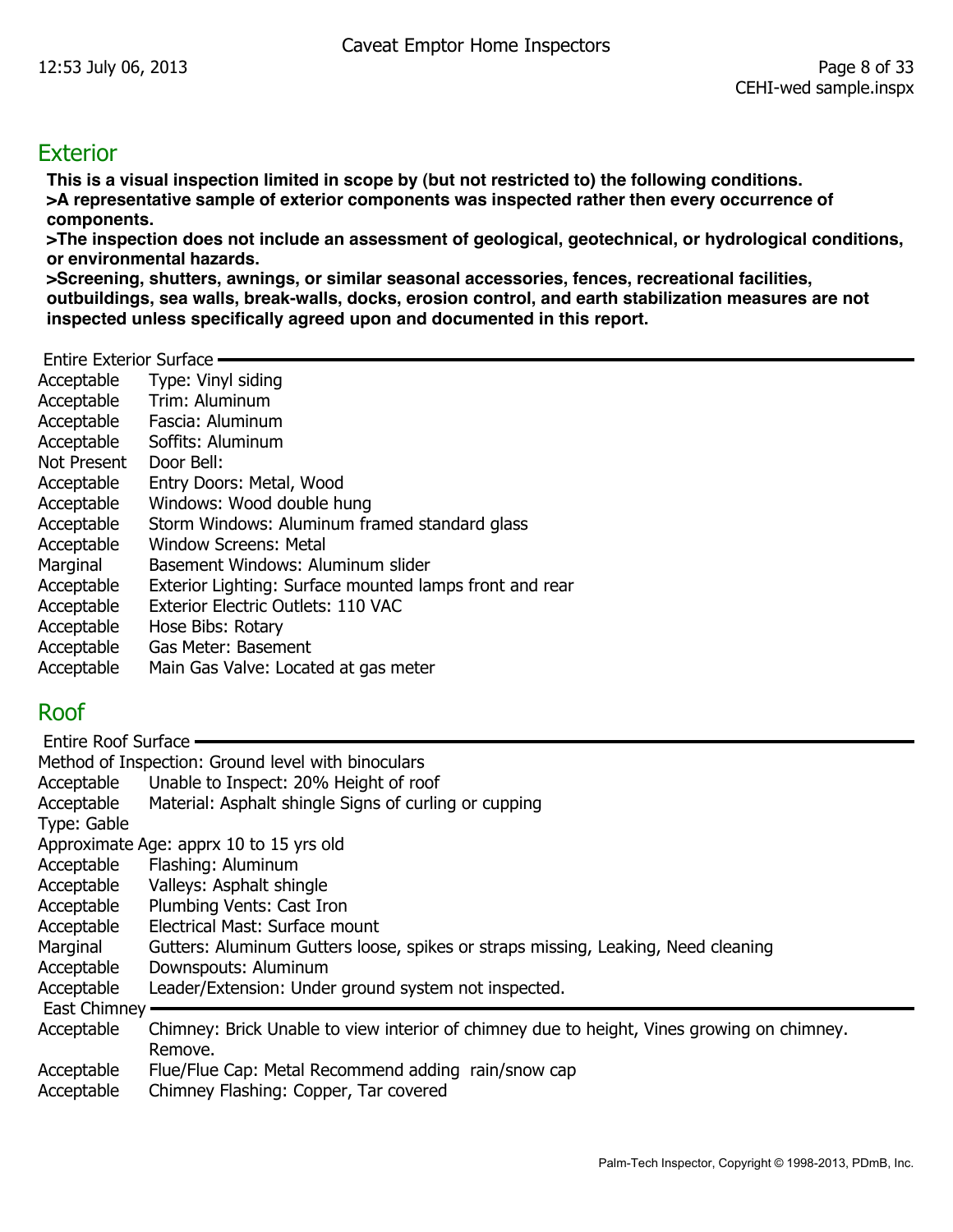## Exterior

**This is a visual inspection limited in scope by (but not restricted to) the following conditions.**
**>A representative sample of exterior components was inspected rather then every occurrence of components.**
**>The inspection does not include an assessment of geological, geotechnical, or hydrological conditions, or environmental hazards.**
**>Screening, shutters, awnings, or similar seasonal accessories, fences, recreational facilities, outbuildings, sea walls, break-walls, docks, erosion control, and earth stabilization measures are not inspected unless specifically agreed upon and documented in this report.**

### Entire Exterior Surface

| | |
|---|---|
| Acceptable | Type: Vinyl siding |
| Acceptable | Trim: Aluminum |
| Acceptable | Fascia: Aluminum |
| Acceptable | Soffits: Aluminum |
| Not Present | Door Bell: |
| Acceptable | Entry Doors: Metal, Wood |
| Acceptable | Windows: Wood double hung |
| Acceptable | Storm Windows: Aluminum framed standard glass |
| Acceptable | Window Screens: Metal |
| Marginal | Basement Windows: Aluminum slider |
| Acceptable | Exterior Lighting: Surface mounted lamps front and rear |
| Acceptable | Exterior Electric Outlets: 110 VAC |
| Acceptable | Hose Bibs: Rotary |
| Acceptable | Gas Meter: Basement |
| Acceptable | Main Gas Valve: Located at gas meter |

## Roof

### Entire Roof Surface

Method of Inspection: Ground level with binoculars

| | |
|---|---|
| Acceptable | Unable to Inspect: 20% Height of roof |
| Acceptable | Material: Asphalt shingle Signs of curling or cupping |

Type: Gable

Approximate Age: apprx 10 to 15 yrs old

| | |
|---|---|
| Acceptable | Flashing: Aluminum |
| Acceptable | Valleys: Asphalt shingle |
| Acceptable | Plumbing Vents: Cast Iron |
| Acceptable | Electrical Mast: Surface mount |
| Marginal | Gutters: Aluminum Gutters loose, spikes or straps missing, Leaking, Need cleaning |
| Acceptable | Downspouts: Aluminum |
| Acceptable | Leader/Extension: Under ground system not inspected. |

### East Chimney

| | |
|---|---|
| Acceptable | Chimney: Brick Unable to view interior of chimney due to height, Vines growing on chimney. Remove. |
| Acceptable | Flue/Flue Cap: Metal Recommend adding rain/snow cap |
| Acceptable | Chimney Flashing: Copper, Tar covered |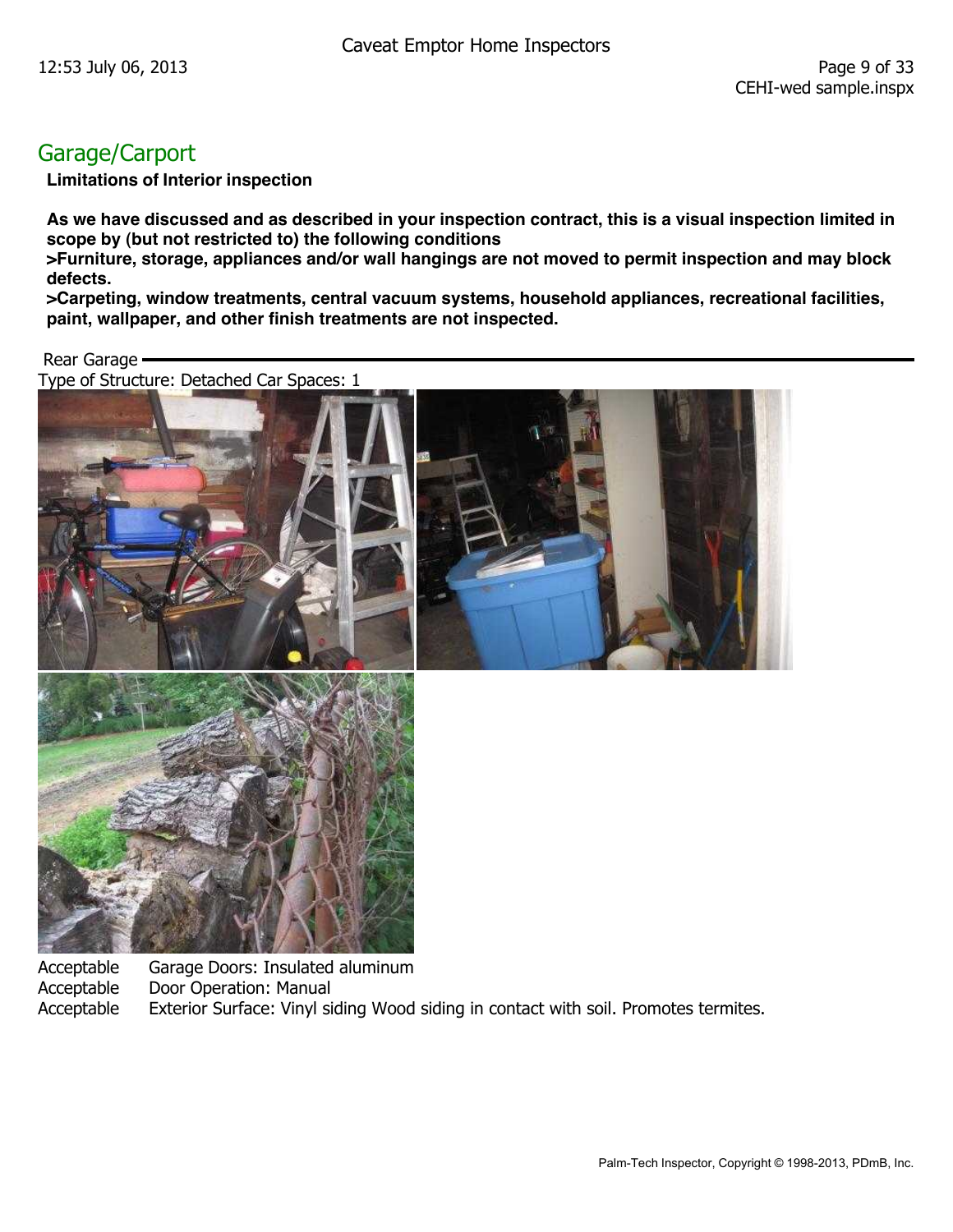## Garage/Carport

**Limitations of Interior inspection**

**As we have discussed and as described in your inspection contract, this is a visual inspection limited in scope by (but not restricted to) the following conditions**
**>Furniture, storage, appliances and/or wall hangings are not moved to permit inspection and may block defects.**
**>Carpeting, window treatments, central vacuum systems, household appliances, recreational facilities, paint, wallpaper, and other finish treatments are not inspected.**

### Rear Garage

Type of Structure: Detached Car Spaces: 1

| | |
|---|---|
| Acceptable | Garage Doors: Insulated aluminum |
| Acceptable | Door Operation: Manual |
| Acceptable | Exterior Surface: Vinyl siding Wood siding in contact with soil. Promotes termites. |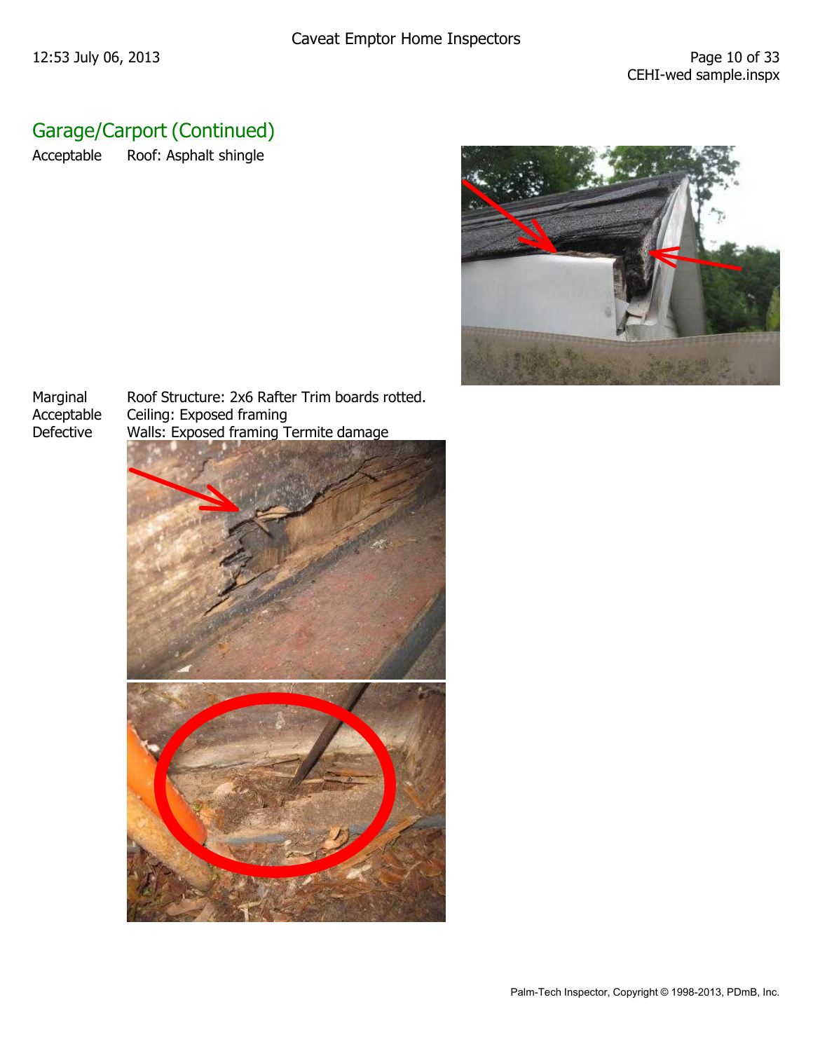## Garage/Carport (Continued)

Acceptable  Roof: Asphalt shingle

Marginal  Roof Structure: 2x6 Rafter Trim boards rotted.
Acceptable  Ceiling: Exposed framing
Defective  Walls: Exposed framing Termite damage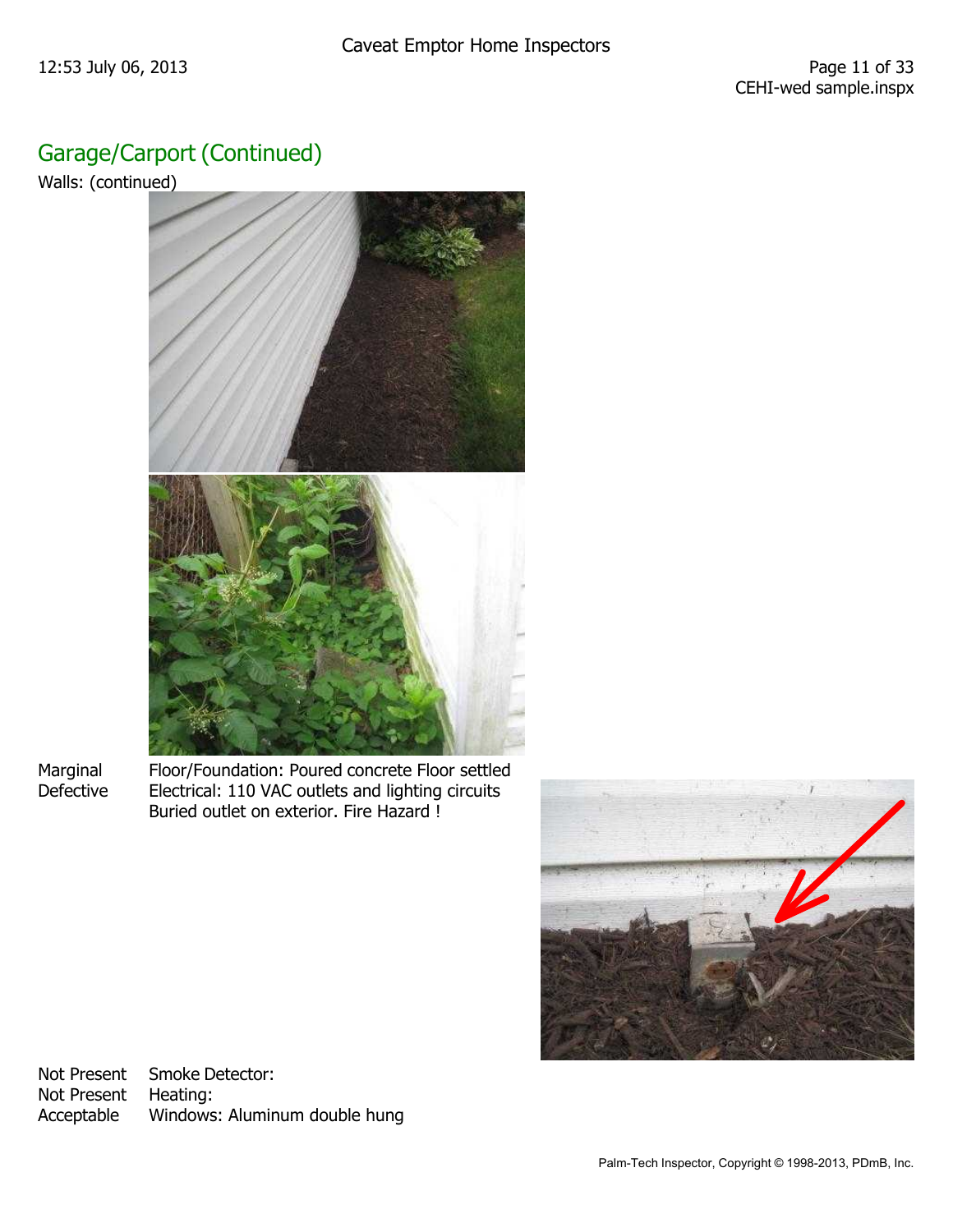## Garage/Carport (Continued)

Walls: (continued)

Marginal Floor/Foundation: Poured concrete Floor settled

Defective Electrical: 110 VAC outlets and lighting circuits

Buried outlet on exterior. Fire Hazard !

Not Present Smoke Detector:

Not Present Heating:

Acceptable Windows: Aluminum double hung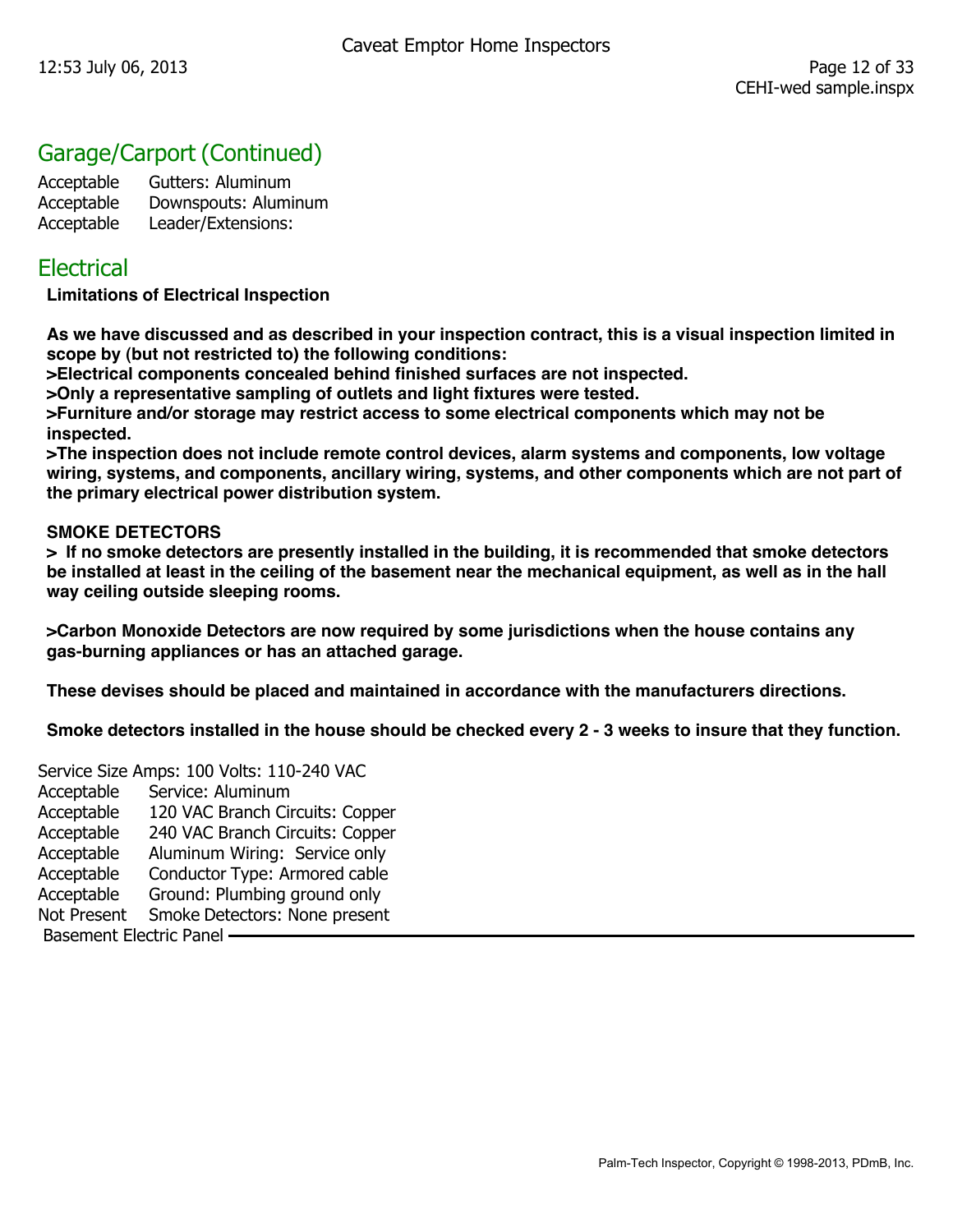## Garage/Carport (Continued)

| | |
|---|---|
| Acceptable | Gutters: Aluminum |
| Acceptable | Downspouts: Aluminum |
| Acceptable | Leader/Extensions: |

## Electrical

**Limitations of Electrical Inspection**

**As we have discussed and as described in your inspection contract, this is a visual inspection limited in scope by (but not restricted to) the following conditions:**
**>Electrical components concealed behind finished surfaces are not inspected.**
**>Only a representative sampling of outlets and light fixtures were tested.**
**>Furniture and/or storage may restrict access to some electrical components which may not be inspected.**
**>The inspection does not include remote control devices, alarm systems and components, low voltage wiring, systems, and components, ancillary wiring, systems, and other components which are not part of the primary electrical power distribution system.**

**SMOKE DETECTORS**
**> If no smoke detectors are presently installed in the building, it is recommended that smoke detectors be installed at least in the ceiling of the basement near the mechanical equipment, as well as in the hall way ceiling outside sleeping rooms.**

**>Carbon Monoxide Detectors are now required by some jurisdictions when the house contains any gas-burning appliances or has an attached garage.**

**These devises should be placed and maintained in accordance with the manufacturers directions.**

**Smoke detectors installed in the house should be checked every 2 - 3 weeks to insure that they function.**

Service Size Amps: 100 Volts: 110-240 VAC

| | |
|---|---|
| Acceptable | Service: Aluminum |
| Acceptable | 120 VAC Branch Circuits: Copper |
| Acceptable | 240 VAC Branch Circuits: Copper |
| Acceptable | Aluminum Wiring: Service only |
| Acceptable | Conductor Type: Armored cable |
| Acceptable | Ground: Plumbing ground only |
| Not Present | Smoke Detectors: None present |

Basement Electric Panel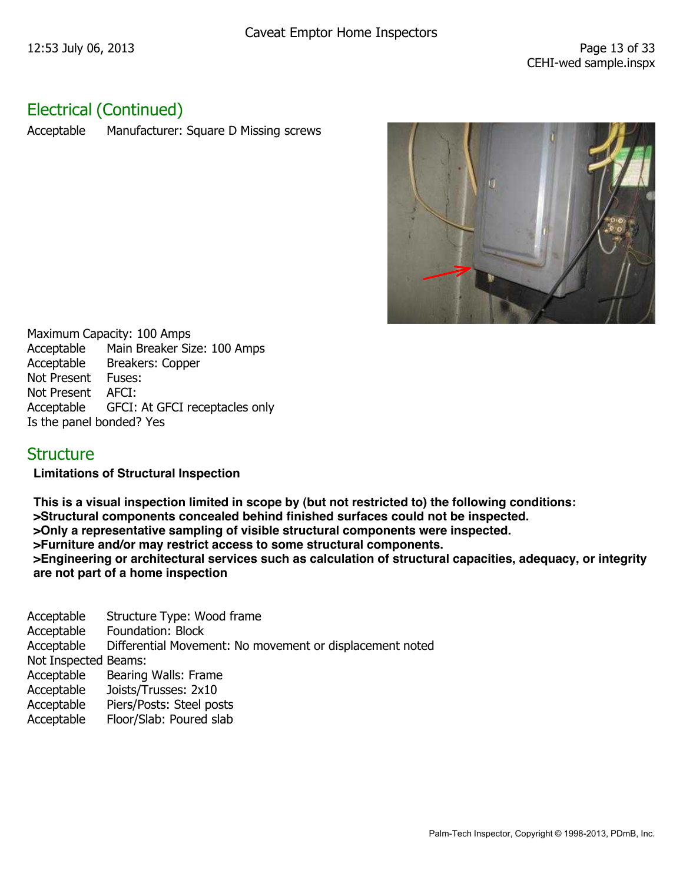## Electrical (Continued)

Acceptable   Manufacturer: Square D Missing screws

Maximum Capacity: 100 Amps
Acceptable   Main Breaker Size: 100 Amps
Acceptable   Breakers: Copper
Not Present   Fuses:
Not Present   AFCI:
Acceptable   GFCI: At GFCI receptacles only
Is the panel bonded? Yes

## Structure

**Limitations of Structural Inspection**

**This is a visual inspection limited in scope by (but not restricted to) the following conditions:**
**>Structural components concealed behind finished surfaces could not be inspected.**
**>Only a representative sampling of visible structural components were inspected.**
**>Furniture and/or may restrict access to some structural components.**
**>Engineering or architectural services such as calculation of structural capacities, adequacy, or integrity are not part of a home inspection**

Acceptable   Structure Type: Wood frame
Acceptable   Foundation: Block
Acceptable   Differential Movement: No movement or displacement noted
Not Inspected Beams:
Acceptable   Bearing Walls: Frame
Acceptable   Joists/Trusses: 2x10
Acceptable   Piers/Posts: Steel posts
Acceptable   Floor/Slab: Poured slab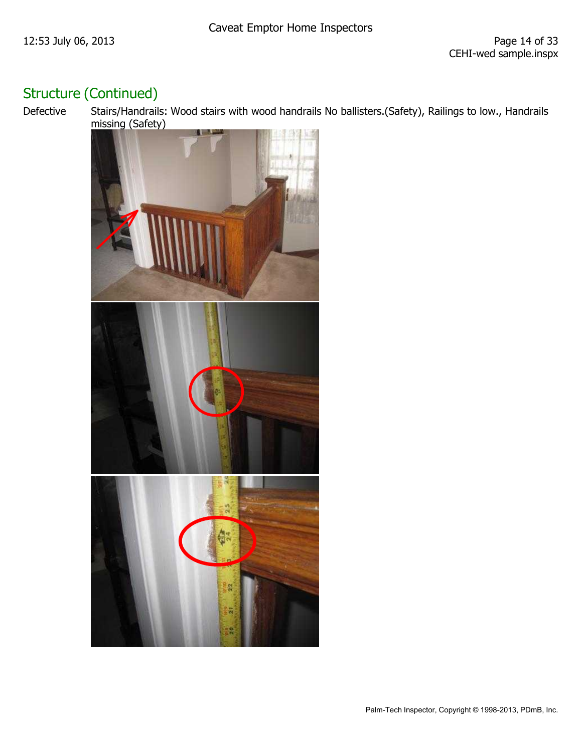## Structure (Continued)

Defective Stairs/Handrails: Wood stairs with wood handrails No ballisters.(Safety), Railings to low., Handrails missing (Safety)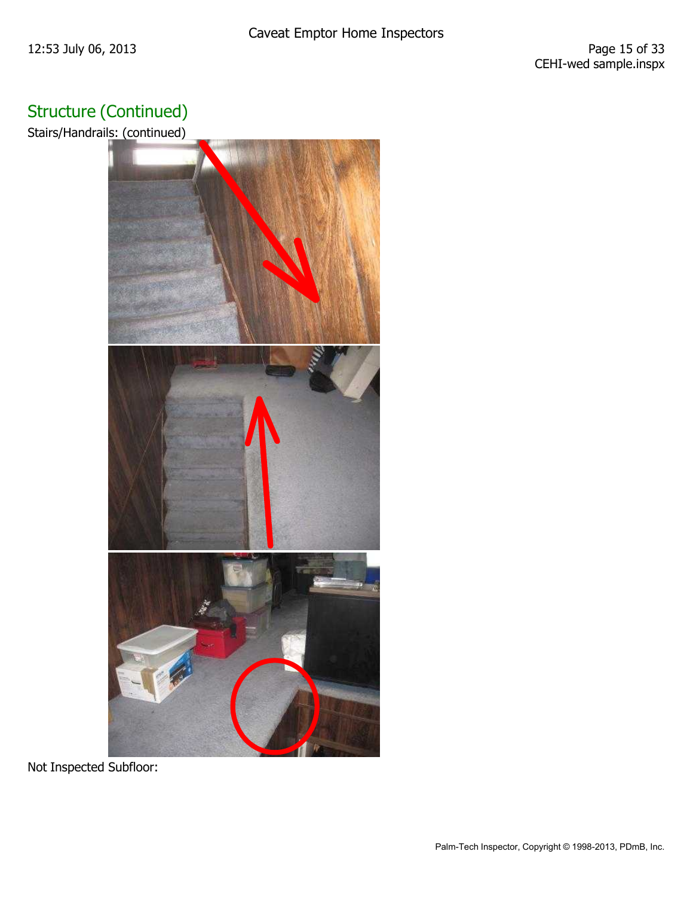## Structure (Continued)

Stairs/Handrails: (continued)

Not Inspected Subfloor: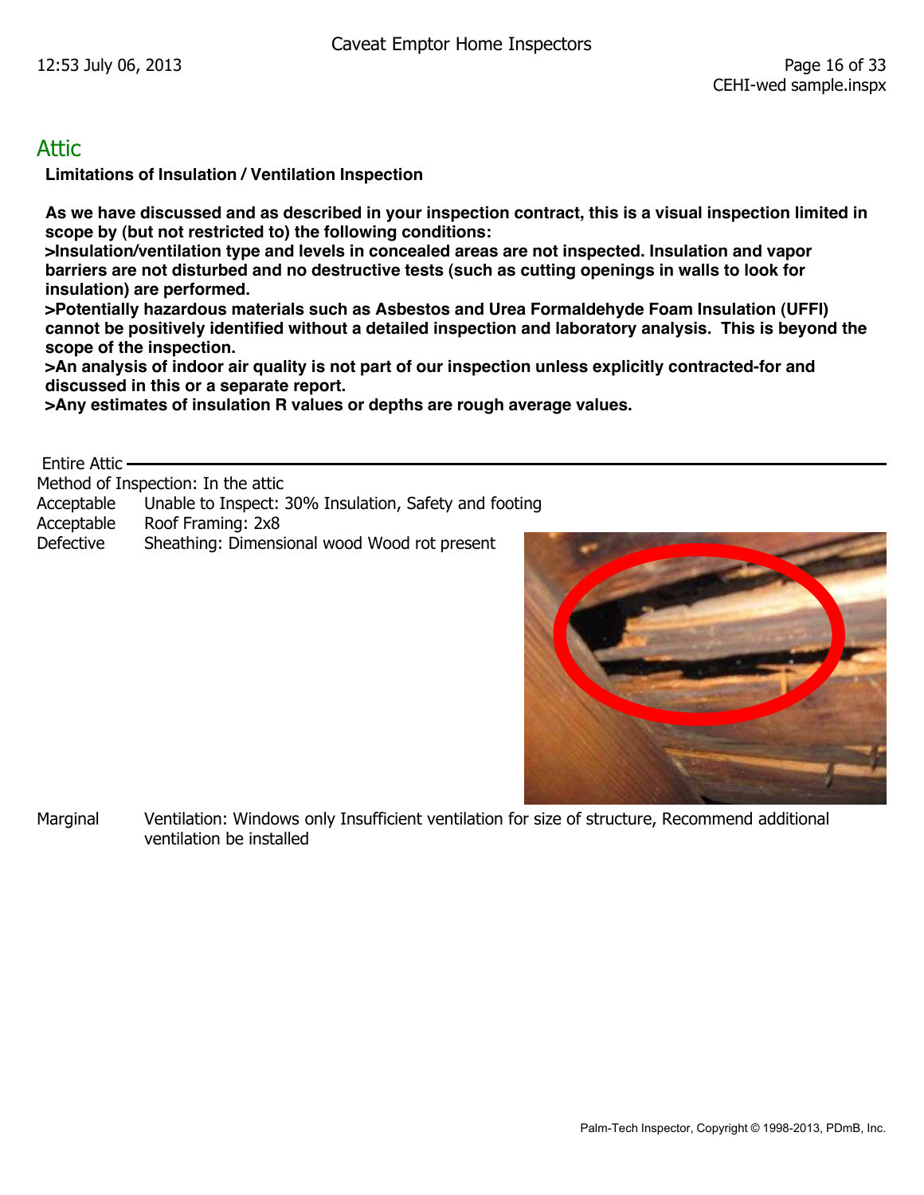# Attic

**Limitations of Insulation / Ventilation Inspection**

**As we have discussed and as described in your inspection contract, this is a visual inspection limited in scope by (but not restricted to) the following conditions:**
**>Insulation/ventilation type and levels in concealed areas are not inspected. Insulation and vapor barriers are not disturbed and no destructive tests (such as cutting openings in walls to look for insulation) are performed.**
**>Potentially hazardous materials such as Asbestos and Urea Formaldehyde Foam Insulation (UFFI) cannot be positively identified without a detailed inspection and laboratory analysis. This is beyond the scope of the inspection.**
**>An analysis of indoor air quality is not part of our inspection unless explicitly contracted-for and discussed in this or a separate report.**
**>Any estimates of insulation R values or depths are rough average values.**

## Entire Attic

Method of Inspection: In the attic

| | |
|---|---|
| Acceptable | Unable to Inspect: 30% Insulation, Safety and footing |
| Acceptable | Roof Framing: 2x8 |
| Defective | Sheathing: Dimensional wood Wood rot present |
| Marginal | Ventilation: Windows only Insufficient ventilation for size of structure, Recommend additional ventilation be installed |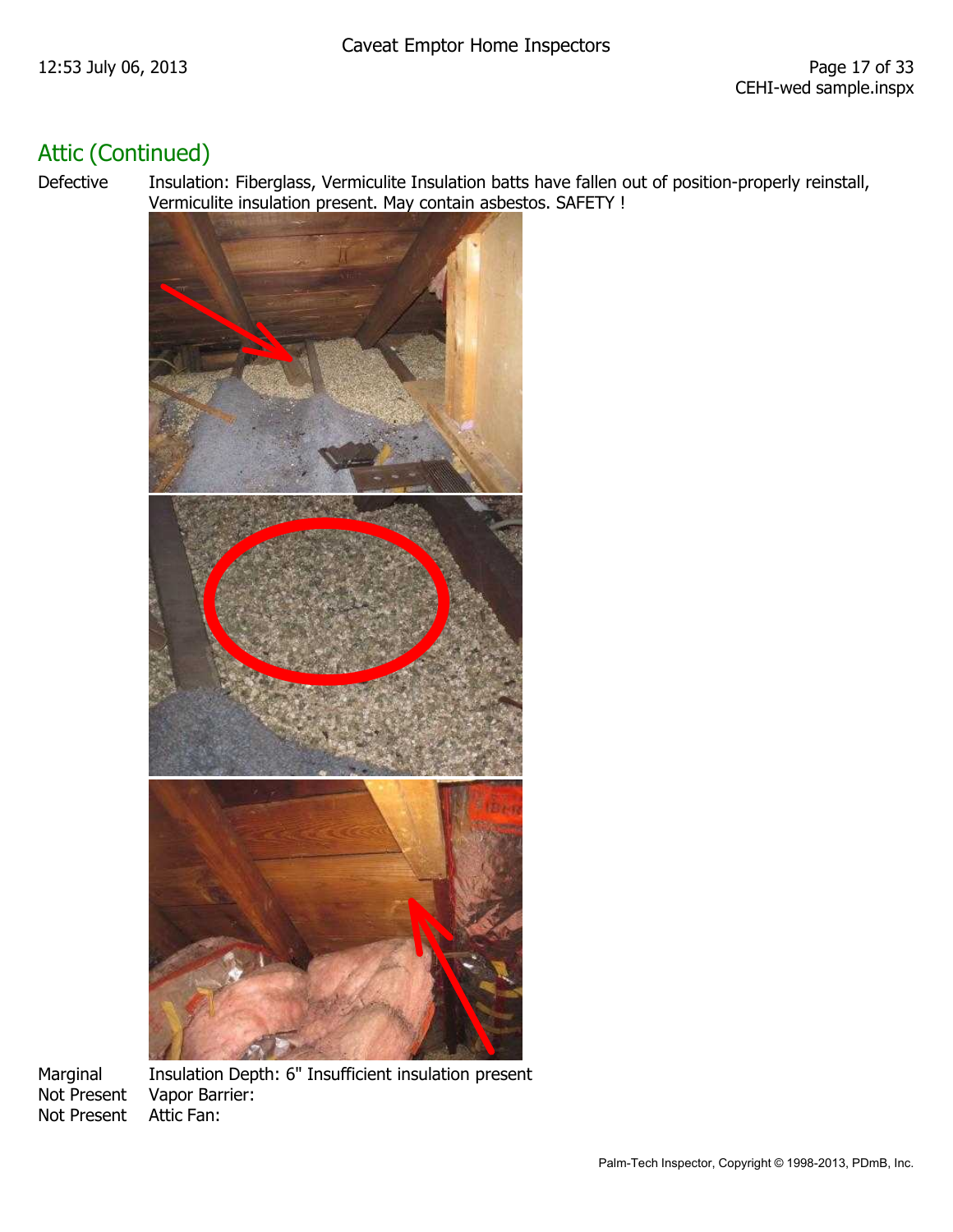## Attic (Continued)

Defective Insulation: Fiberglass, Vermiculite Insulation batts have fallen out of position-properly reinstall, Vermiculite insulation present. May contain asbestos. SAFETY !

Marginal Insulation Depth: 6" Insufficient insulation present

Not Present Vapor Barrier:

Not Present Attic Fan: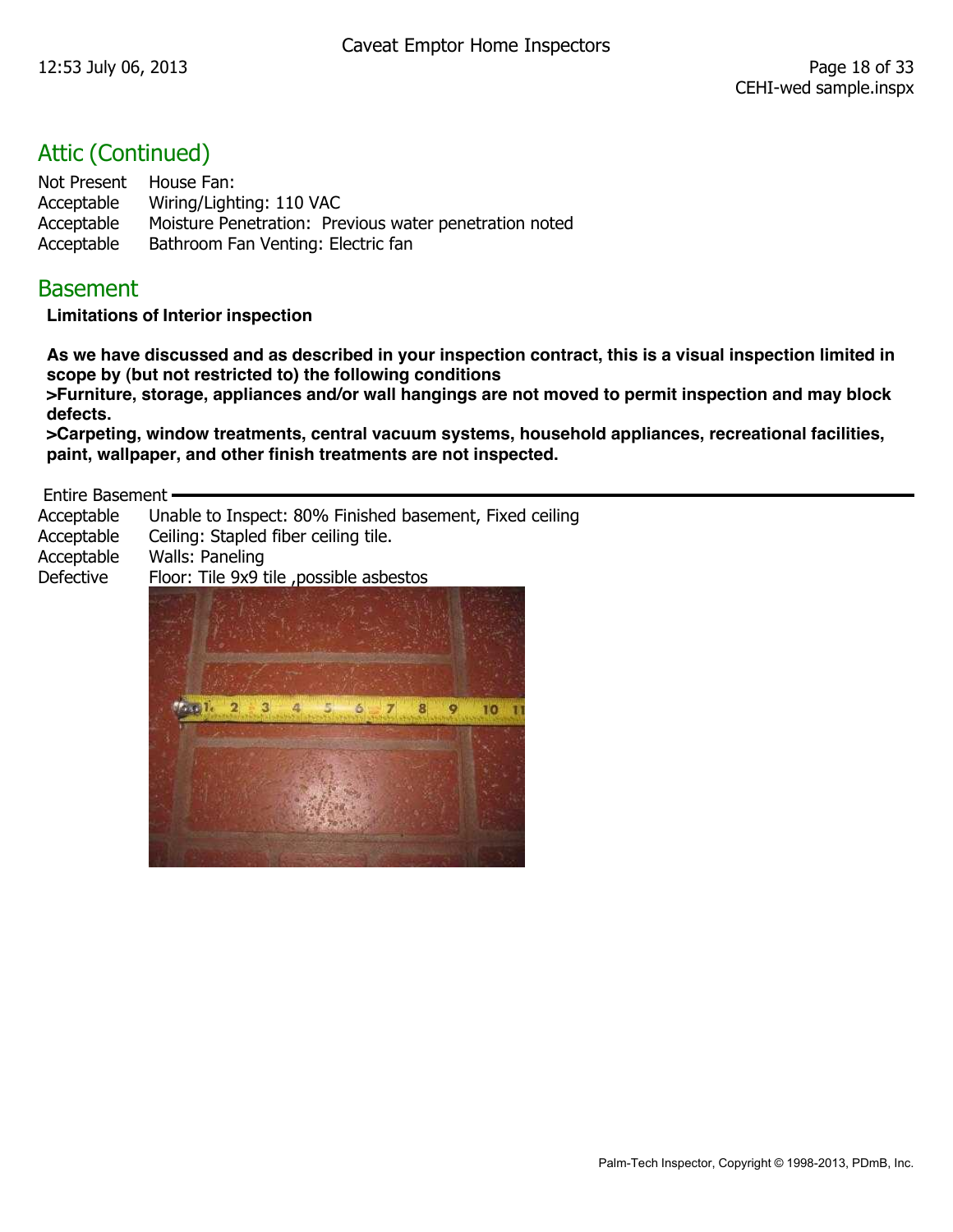## Attic (Continued)

| | |
|---|---|
| Not Present | House Fan: |
| Acceptable | Wiring/Lighting: 110 VAC |
| Acceptable | Moisture Penetration: Previous water penetration noted |
| Acceptable | Bathroom Fan Venting: Electric fan |

## Basement

**Limitations of Interior inspection**

**As we have discussed and as described in your inspection contract, this is a visual inspection limited in scope by (but not restricted to) the following conditions**
**>Furniture, storage, appliances and/or wall hangings are not moved to permit inspection and may block defects.**
**>Carpeting, window treatments, central vacuum systems, household appliances, recreational facilities, paint, wallpaper, and other finish treatments are not inspected.**

### Entire Basement

| | |
|---|---|
| Acceptable | Unable to Inspect: 80% Finished basement, Fixed ceiling |
| Acceptable | Ceiling: Stapled fiber ceiling tile. |
| Acceptable | Walls: Paneling |
| Defective | Floor: Tile 9x9 tile ,possible asbestos |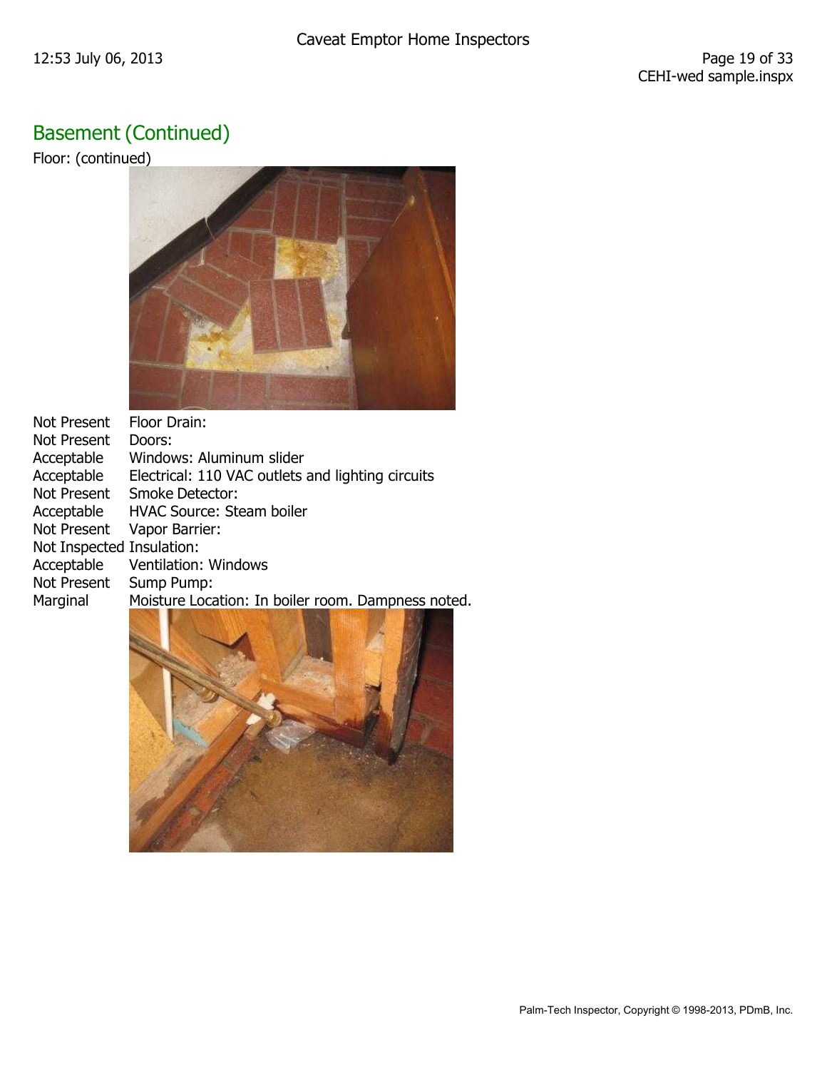## Basement (Continued)

Floor: (continued)

| | |
|---|---|
| Not Present | Floor Drain: |
| Not Present | Doors: |
| Acceptable | Windows: Aluminum slider |
| Acceptable | Electrical: 110 VAC outlets and lighting circuits |
| Not Present | Smoke Detector: |
| Acceptable | HVAC Source: Steam boiler |
| Not Present | Vapor Barrier: |
| Not Inspected | Insulation: |
| Acceptable | Ventilation: Windows |
| Not Present | Sump Pump: |
| Marginal | Moisture Location: In boiler room. Dampness noted. |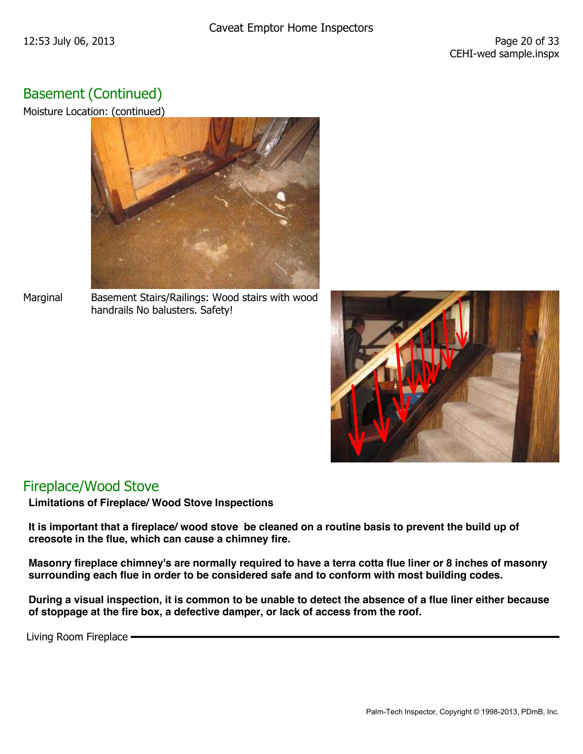## Basement (Continued)

Moisture Location: (continued)

Marginal Basement Stairs/Railings: Wood stairs with wood handrails No balusters. Safety!

## Fireplace/Wood Stove

**Limitations of Fireplace/ Wood Stove Inspections**

**It is important that a fireplace/ wood stove be cleaned on a routine basis to prevent the build up of creosote in the flue, which can cause a chimney fire.**

**Masonry fireplace chimney's are normally required to have a terra cotta flue liner or 8 inches of masonry surrounding each flue in order to be considered safe and to conform with most building codes.**

**During a visual inspection, it is common to be unable to detect the absence of a flue liner either because of stoppage at the fire box, a defective damper, or lack of access from the roof.**

Living Room Fireplace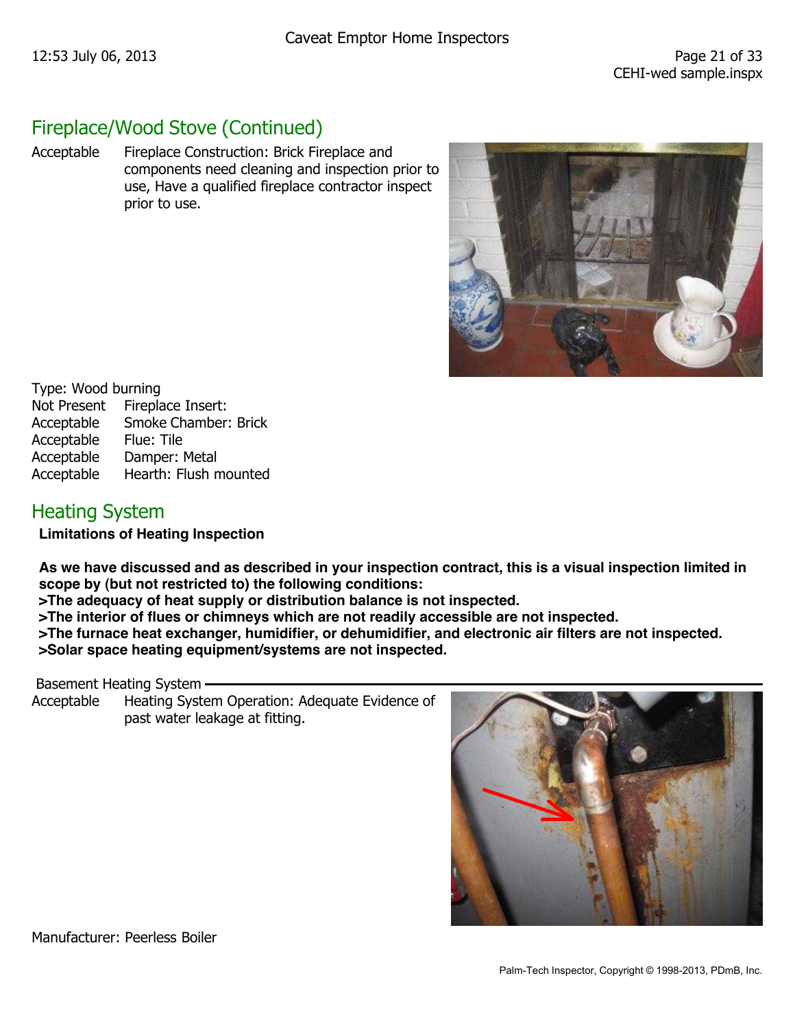## Fireplace/Wood Stove (Continued)

Acceptable Fireplace Construction: Brick Fireplace and components need cleaning and inspection prior to use, Have a qualified fireplace contractor inspect prior to use.

Type: Wood burning

| | |
|---|---|
| Not Present | Fireplace Insert: |
| Acceptable | Smoke Chamber: Brick |
| Acceptable | Flue: Tile |
| Acceptable | Damper: Metal |
| Acceptable | Hearth: Flush mounted |

## Heating System

**Limitations of Heating Inspection**

**As we have discussed and as described in your inspection contract, this is a visual inspection limited in scope by (but not restricted to) the following conditions:**
**>The adequacy of heat supply or distribution balance is not inspected.**
**>The interior of flues or chimneys which are not readily accessible are not inspected.**
**>The furnace heat exchanger, humidifier, or dehumidifier, and electronic air filters are not inspected.**
**>Solar space heating equipment/systems are not inspected.**

### Basement Heating System

Acceptable Heating System Operation: Adequate Evidence of past water leakage at fitting.

Manufacturer: Peerless Boiler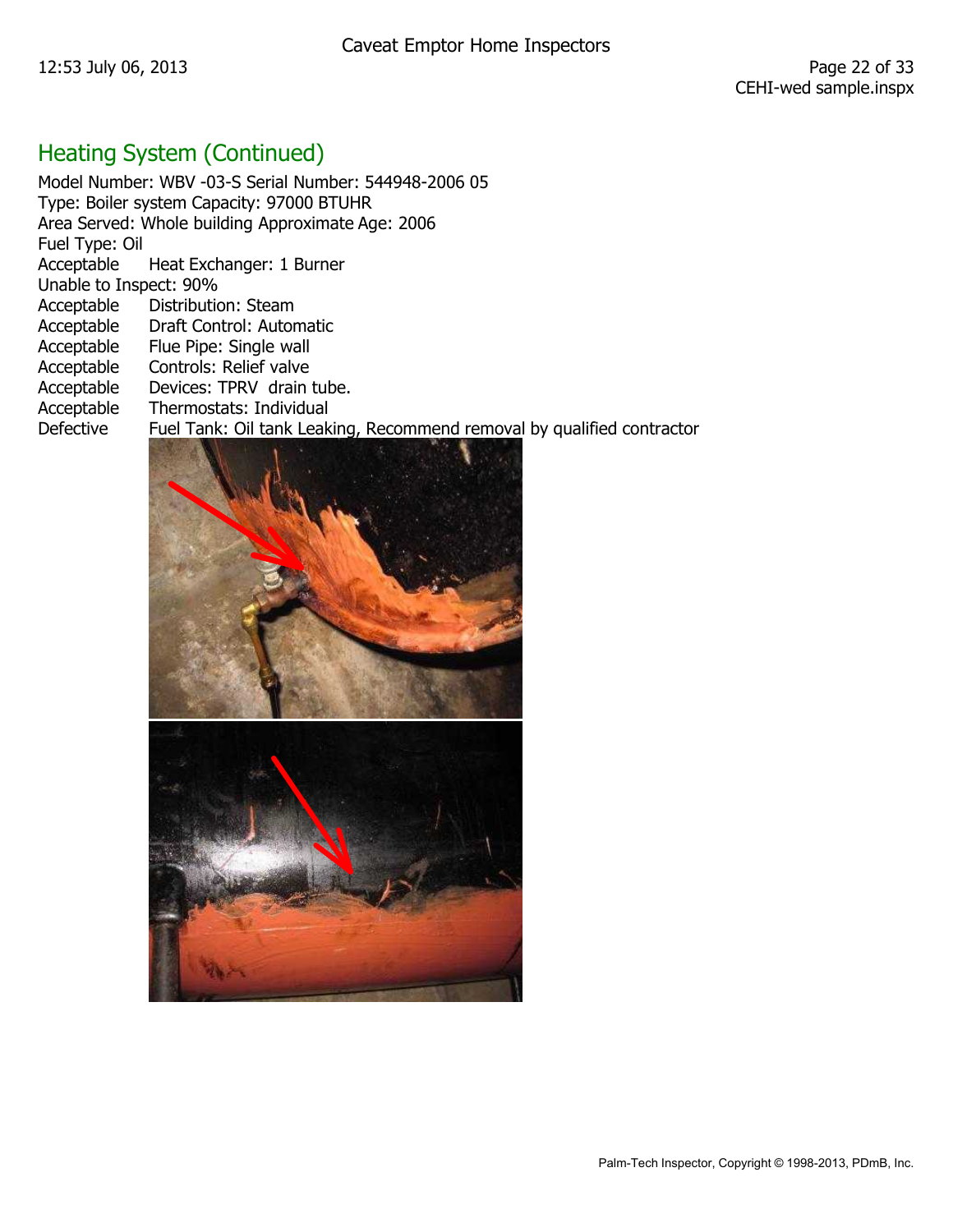## Heating System (Continued)

Model Number: WBV -03-S Serial Number: 544948-2006 05
Type: Boiler system Capacity: 97000 BTUHR
Area Served: Whole building Approximate Age: 2006
Fuel Type: Oil

| | |
|---|---|
| Acceptable | Heat Exchanger: 1 Burner |
| Unable to Inspect: 90% | |
| Acceptable | Distribution: Steam |
| Acceptable | Draft Control: Automatic |
| Acceptable | Flue Pipe: Single wall |
| Acceptable | Controls: Relief valve |
| Acceptable | Devices: TPRV drain tube. |
| Acceptable | Thermostats: Individual |
| Defective | Fuel Tank: Oil tank Leaking, Recommend removal by qualified contractor |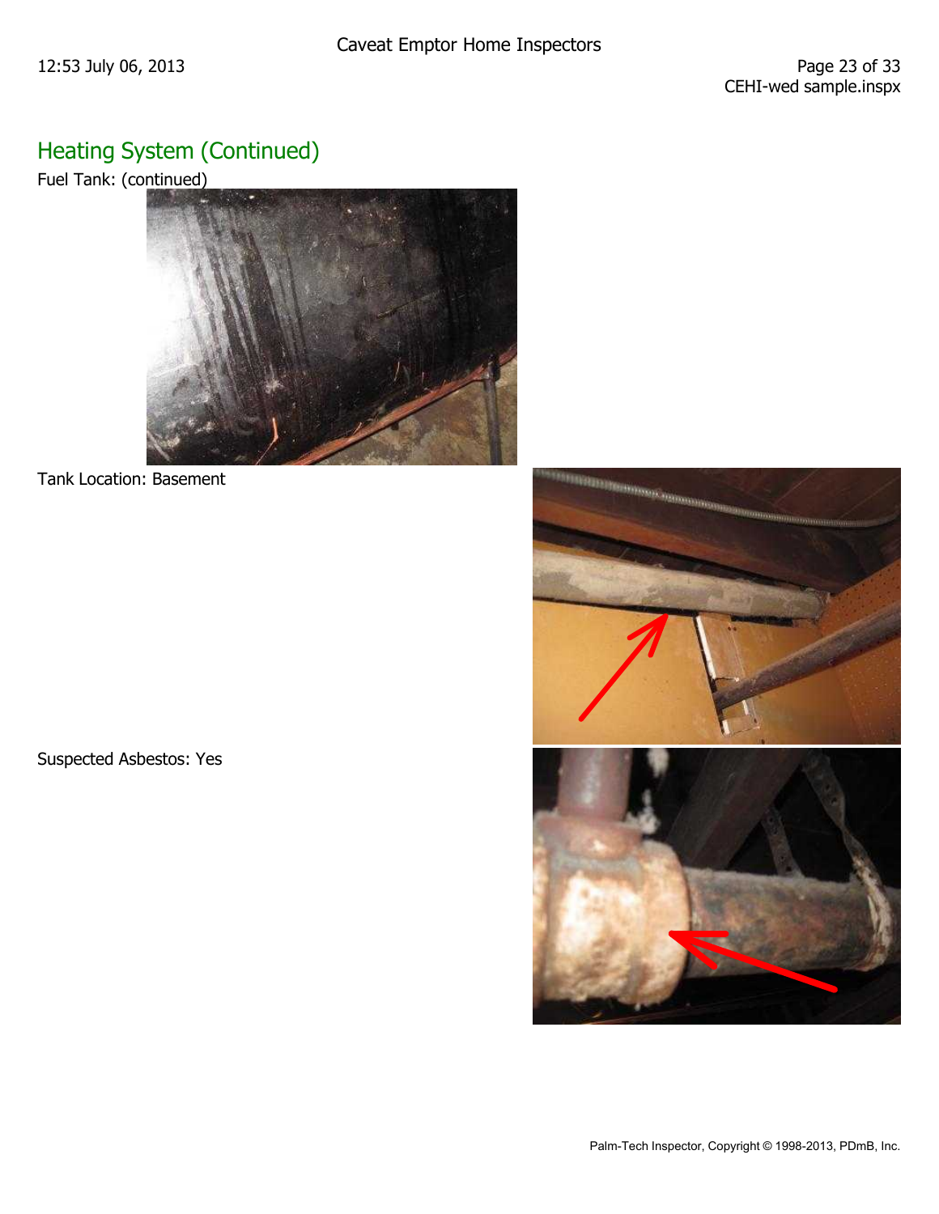## Heating System (Continued)

Fuel Tank: (continued)

Tank Location: Basement

Suspected Asbestos: Yes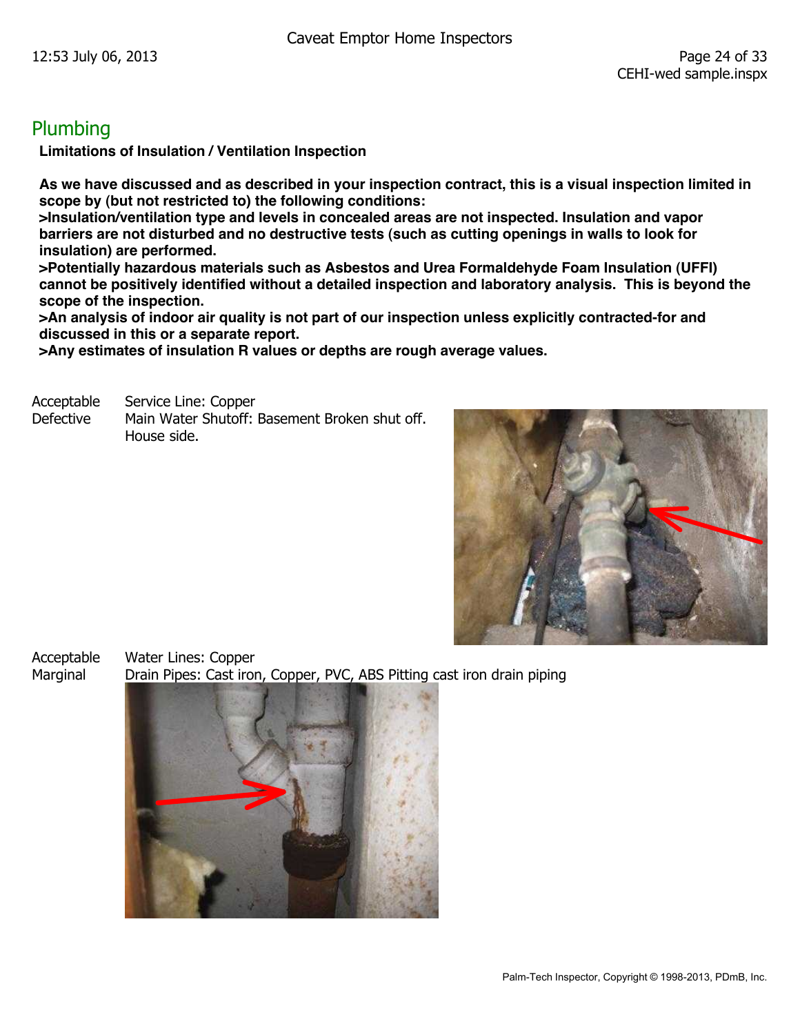## Plumbing

**Limitations of Insulation / Ventilation Inspection**

**As we have discussed and as described in your inspection contract, this is a visual inspection limited in scope by (but not restricted to) the following conditions:**
**>Insulation/ventilation type and levels in concealed areas are not inspected. Insulation and vapor barriers are not disturbed and no destructive tests (such as cutting openings in walls to look for insulation) are performed.**
**>Potentially hazardous materials such as Asbestos and Urea Formaldehyde Foam Insulation (UFFI) cannot be positively identified without a detailed inspection and laboratory analysis. This is beyond the scope of the inspection.**
**>An analysis of indoor air quality is not part of our inspection unless explicitly contracted-for and discussed in this or a separate report.**
**>Any estimates of insulation R values or depths are rough average values.**

Acceptable — Service Line: Copper

Defective — Main Water Shutoff: Basement Broken shut off. House side.

Acceptable — Water Lines: Copper

Marginal — Drain Pipes: Cast iron, Copper, PVC, ABS Pitting cast iron drain piping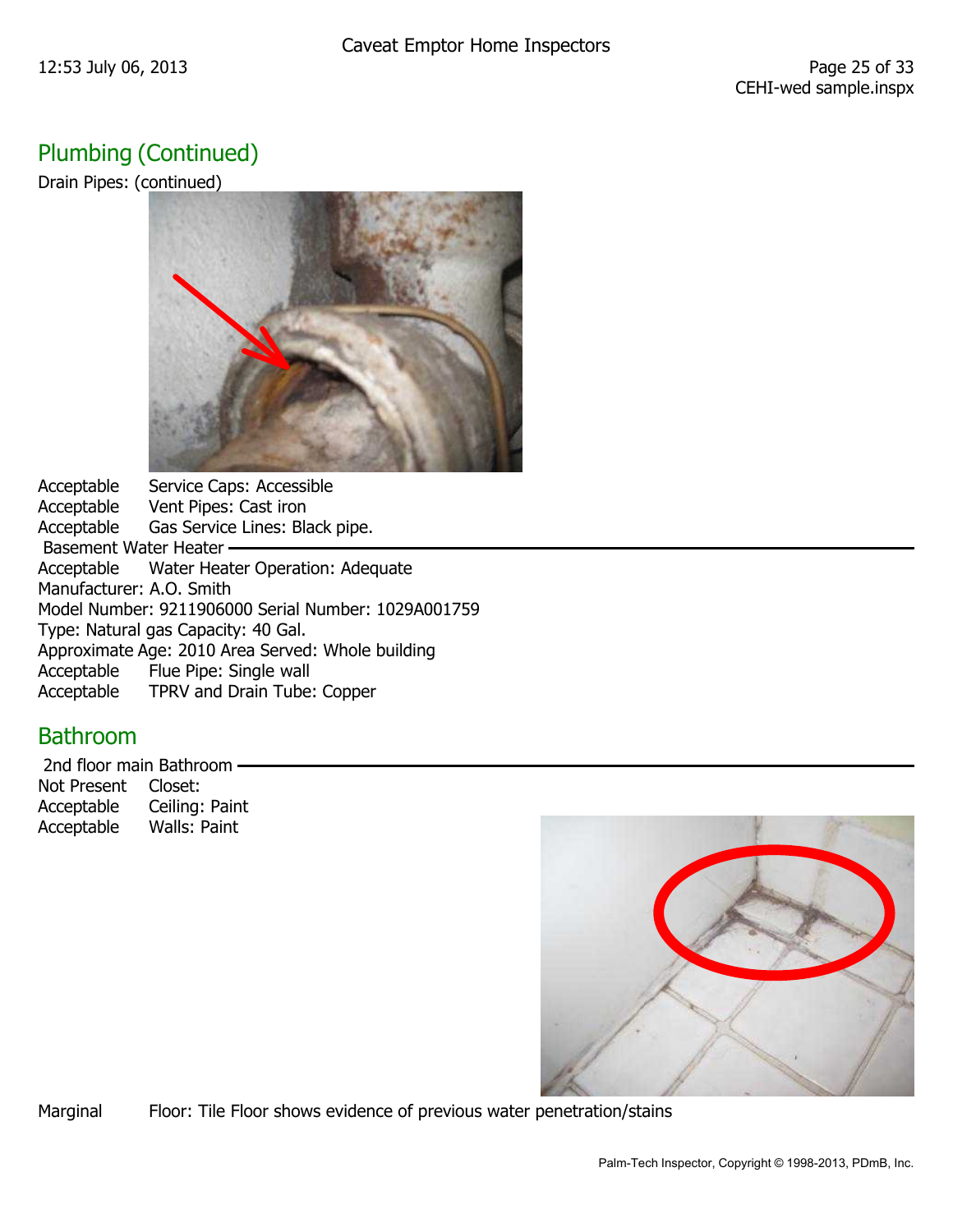## Plumbing (Continued)

Drain Pipes: (continued)

Acceptable Service Caps: Accessible
Acceptable Vent Pipes: Cast iron
Acceptable Gas Service Lines: Black pipe.

Basement Water Heater

Acceptable Water Heater Operation: Adequate
Manufacturer: A.O. Smith
Model Number: 9211906000 Serial Number: 1029A001759
Type: Natural gas Capacity: 40 Gal.
Approximate Age: 2010 Area Served: Whole building
Acceptable Flue Pipe: Single wall
Acceptable TPRV and Drain Tube: Copper

## Bathroom

2nd floor main Bathroom

Not Present Closet:
Acceptable Ceiling: Paint
Acceptable Walls: Paint

Marginal Floor: Tile Floor shows evidence of previous water penetration/stains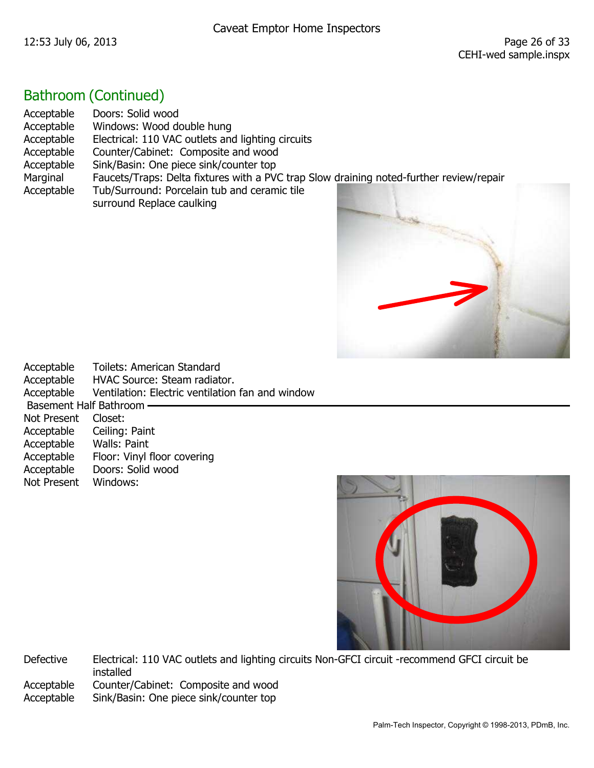## Bathroom (Continued)

| | |
|---|---|
| Acceptable | Doors: Solid wood |
| Acceptable | Windows: Wood double hung |
| Acceptable | Electrical: 110 VAC outlets and lighting circuits |
| Acceptable | Counter/Cabinet: Composite and wood |
| Acceptable | Sink/Basin: One piece sink/counter top |
| Marginal | Faucets/Traps: Delta fixtures with a PVC trap Slow draining noted-further review/repair |
| Acceptable | Tub/Surround: Porcelain tub and ceramic tile surround Replace caulking |
| Acceptable | Toilets: American Standard |
| Acceptable | HVAC Source: Steam radiator. |
| Acceptable | Ventilation: Electric ventilation fan and window |

### Basement Half Bathroom

| | |
|---|---|
| Not Present | Closet: |
| Acceptable | Ceiling: Paint |
| Acceptable | Walls: Paint |
| Acceptable | Floor: Vinyl floor covering |
| Acceptable | Doors: Solid wood |
| Not Present | Windows: |
| Defective | Electrical: 110 VAC outlets and lighting circuits Non-GFCI circuit -recommend GFCI circuit be installed |
| Acceptable | Counter/Cabinet: Composite and wood |
| Acceptable | Sink/Basin: One piece sink/counter top |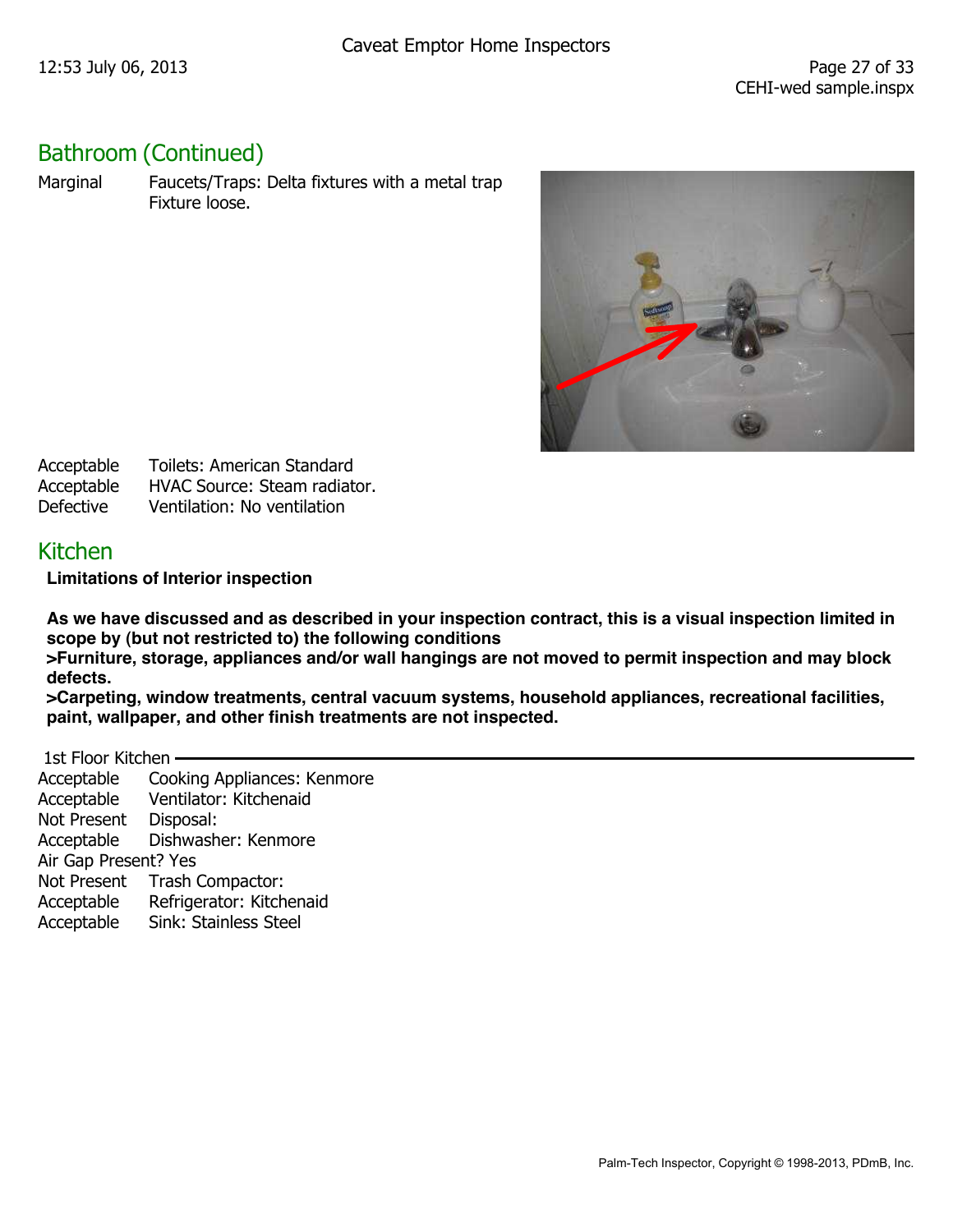## Bathroom (Continued)

Marginal Faucets/Traps: Delta fixtures with a metal trap
Fixture loose.

Acceptable Toilets: American Standard
Acceptable HVAC Source: Steam radiator.
Defective Ventilation: No ventilation

## Kitchen

**Limitations of Interior inspection**

**As we have discussed and as described in your inspection contract, this is a visual inspection limited in scope by (but not restricted to) the following conditions**
**>Furniture, storage, appliances and/or wall hangings are not moved to permit inspection and may block defects.**
**>Carpeting, window treatments, central vacuum systems, household appliances, recreational facilities, paint, wallpaper, and other finish treatments are not inspected.**

### 1st Floor Kitchen

Acceptable Cooking Appliances: Kenmore
Acceptable Ventilator: Kitchenaid
Not Present Disposal:
Acceptable Dishwasher: Kenmore
Air Gap Present? Yes
Not Present Trash Compactor:
Acceptable Refrigerator: Kitchenaid
Acceptable Sink: Stainless Steel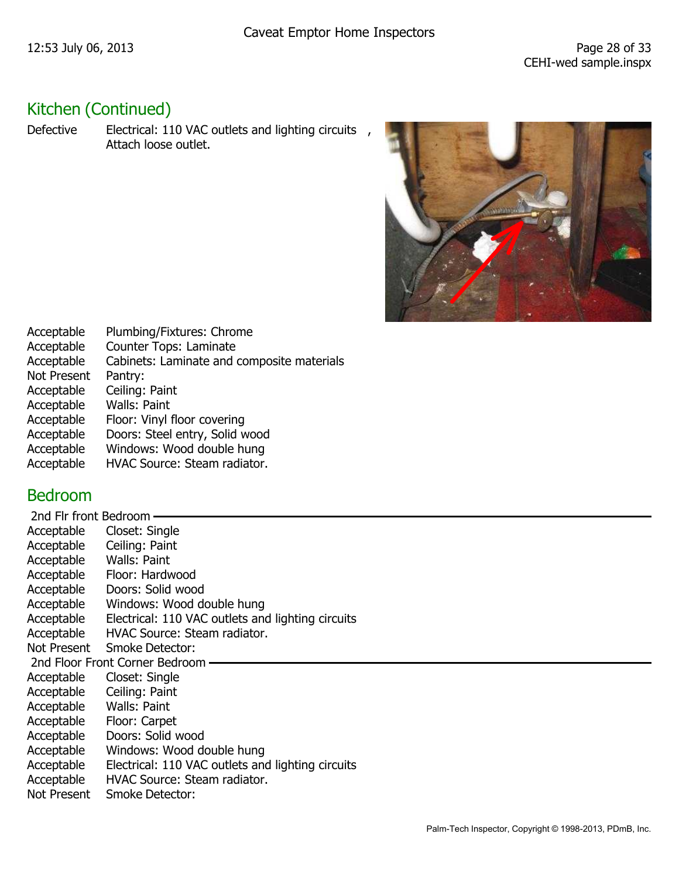## Kitchen (Continued)

Defective	Electrical: 110 VAC outlets and lighting circuits ,
Attach loose outlet.

| | |
|---|---|
| Acceptable | Plumbing/Fixtures: Chrome |
| Acceptable | Counter Tops: Laminate |
| Acceptable | Cabinets: Laminate and composite materials |
| Not Present | Pantry: |
| Acceptable | Ceiling: Paint |
| Acceptable | Walls: Paint |
| Acceptable | Floor: Vinyl floor covering |
| Acceptable | Doors: Steel entry, Solid wood |
| Acceptable | Windows: Wood double hung |
| Acceptable | HVAC Source: Steam radiator. |

## Bedroom

### 2nd Flr front Bedroom

| | |
|---|---|
| Acceptable | Closet: Single |
| Acceptable | Ceiling: Paint |
| Acceptable | Walls: Paint |
| Acceptable | Floor: Hardwood |
| Acceptable | Doors: Solid wood |
| Acceptable | Windows: Wood double hung |
| Acceptable | Electrical: 110 VAC outlets and lighting circuits |
| Acceptable | HVAC Source: Steam radiator. |
| Not Present | Smoke Detector: |

### 2nd Floor Front Corner Bedroom

| | |
|---|---|
| Acceptable | Closet: Single |
| Acceptable | Ceiling: Paint |
| Acceptable | Walls: Paint |
| Acceptable | Floor: Carpet |
| Acceptable | Doors: Solid wood |
| Acceptable | Windows: Wood double hung |
| Acceptable | Electrical: 110 VAC outlets and lighting circuits |
| Acceptable | HVAC Source: Steam radiator. |
| Not Present | Smoke Detector: |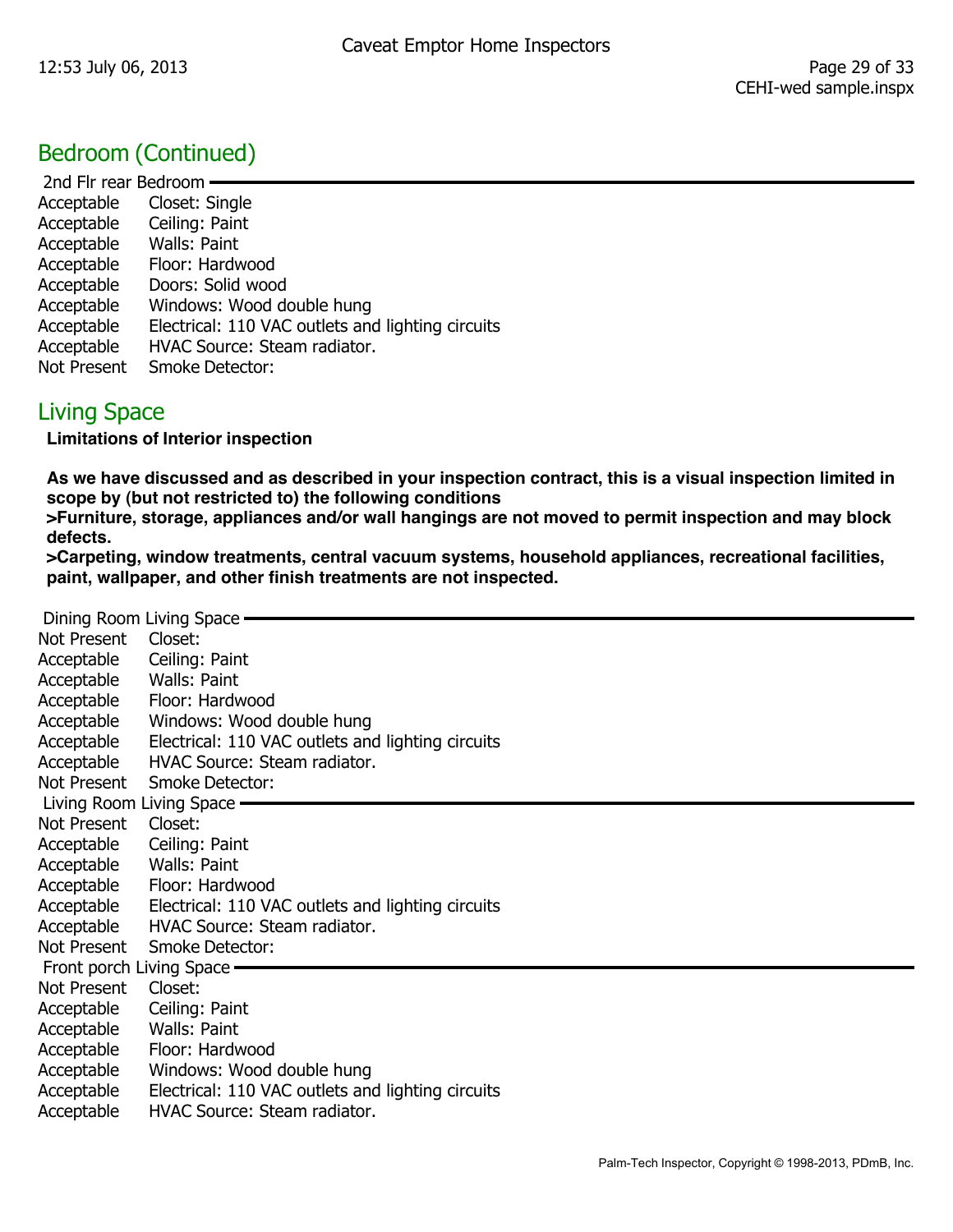## Bedroom (Continued)

### 2nd Flr rear Bedroom

| Status | Item |
|---|---|
| Acceptable | Closet: Single |
| Acceptable | Ceiling: Paint |
| Acceptable | Walls: Paint |
| Acceptable | Floor: Hardwood |
| Acceptable | Doors: Solid wood |
| Acceptable | Windows: Wood double hung |
| Acceptable | Electrical: 110 VAC outlets and lighting circuits |
| Acceptable | HVAC Source: Steam radiator. |
| Not Present | Smoke Detector: |

## Living Space

**Limitations of Interior inspection**

**As we have discussed and as described in your inspection contract, this is a visual inspection limited in scope by (but not restricted to) the following conditions**
**>Furniture, storage, appliances and/or wall hangings are not moved to permit inspection and may block defects.**
**>Carpeting, window treatments, central vacuum systems, household appliances, recreational facilities, paint, wallpaper, and other finish treatments are not inspected.**

### Dining Room Living Space

| Status | Item |
|---|---|
| Not Present | Closet: |
| Acceptable | Ceiling: Paint |
| Acceptable | Walls: Paint |
| Acceptable | Floor: Hardwood |
| Acceptable | Windows: Wood double hung |
| Acceptable | Electrical: 110 VAC outlets and lighting circuits |
| Acceptable | HVAC Source: Steam radiator. |
| Not Present | Smoke Detector: |

### Living Room Living Space

| Status | Item |
|---|---|
| Not Present | Closet: |
| Acceptable | Ceiling: Paint |
| Acceptable | Walls: Paint |
| Acceptable | Floor: Hardwood |
| Acceptable | Electrical: 110 VAC outlets and lighting circuits |
| Acceptable | HVAC Source: Steam radiator. |
| Not Present | Smoke Detector: |

### Front porch Living Space

| Status | Item |
|---|---|
| Not Present | Closet: |
| Acceptable | Ceiling: Paint |
| Acceptable | Walls: Paint |
| Acceptable | Floor: Hardwood |
| Acceptable | Windows: Wood double hung |
| Acceptable | Electrical: 110 VAC outlets and lighting circuits |
| Acceptable | HVAC Source: Steam radiator. |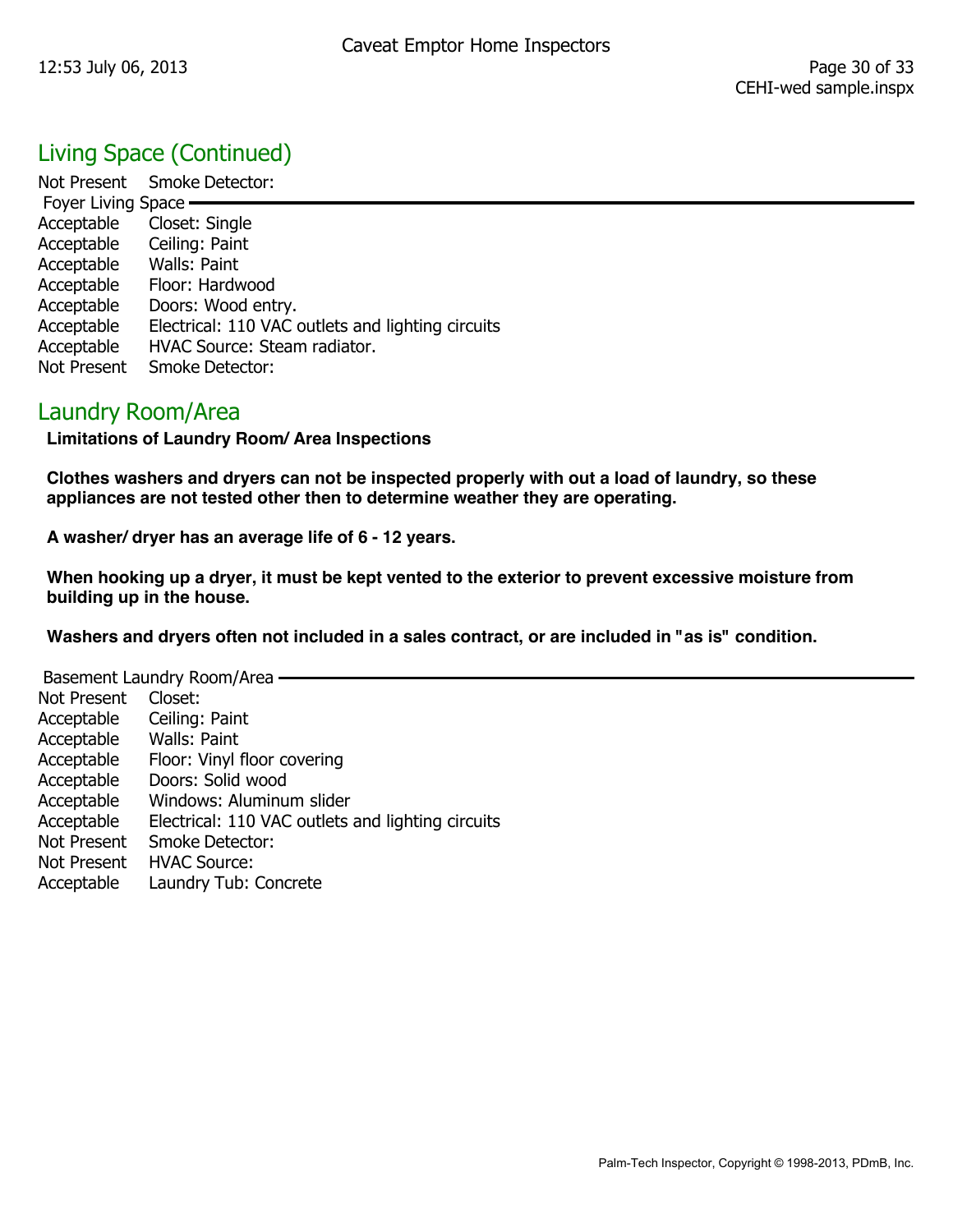## Living Space (Continued)

Not Present Smoke Detector:

### Foyer Living Space

| Status | Item |
|---|---|
| Acceptable | Closet: Single |
| Acceptable | Ceiling: Paint |
| Acceptable | Walls: Paint |
| Acceptable | Floor: Hardwood |
| Acceptable | Doors: Wood entry. |
| Acceptable | Electrical: 110 VAC outlets and lighting circuits |
| Acceptable | HVAC Source: Steam radiator. |
| Not Present | Smoke Detector: |

## Laundry Room/Area

**Limitations of Laundry Room/ Area Inspections**

**Clothes washers and dryers can not be inspected properly with out a load of laundry, so these appliances are not tested other then to determine weather they are operating.**

**A washer/ dryer has an average life of 6 - 12 years.**

**When hooking up a dryer, it must be kept vented to the exterior to prevent excessive moisture from building up in the house.**

**Washers and dryers often not included in a sales contract, or are included in "as is" condition.**

### Basement Laundry Room/Area

| Status | Item |
|---|---|
| Not Present | Closet: |
| Acceptable | Ceiling: Paint |
| Acceptable | Walls: Paint |
| Acceptable | Floor: Vinyl floor covering |
| Acceptable | Doors: Solid wood |
| Acceptable | Windows: Aluminum slider |
| Acceptable | Electrical: 110 VAC outlets and lighting circuits |
| Not Present | Smoke Detector: |
| Not Present | HVAC Source: |
| Acceptable | Laundry Tub: Concrete |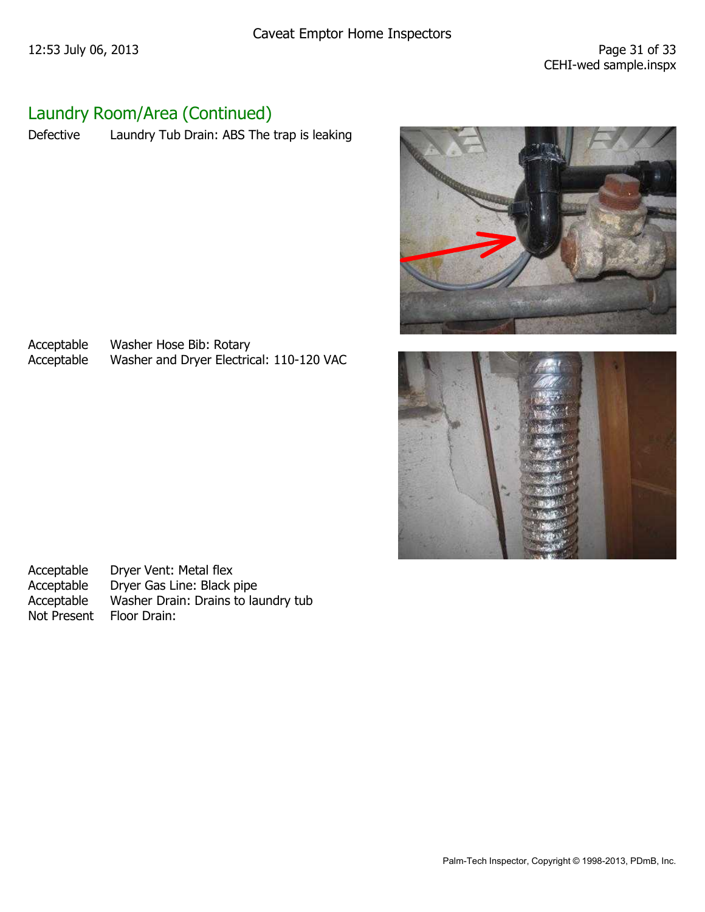## Laundry Room/Area (Continued)

| | |
|---|---|
| Defective | Laundry Tub Drain: ABS The trap is leaking |
| Acceptable | Washer Hose Bib: Rotary |
| Acceptable | Washer and Dryer Electrical: 110-120 VAC |
| Acceptable | Dryer Vent: Metal flex |
| Acceptable | Dryer Gas Line: Black pipe |
| Acceptable | Washer Drain: Drains to laundry tub |
| Not Present | Floor Drain: |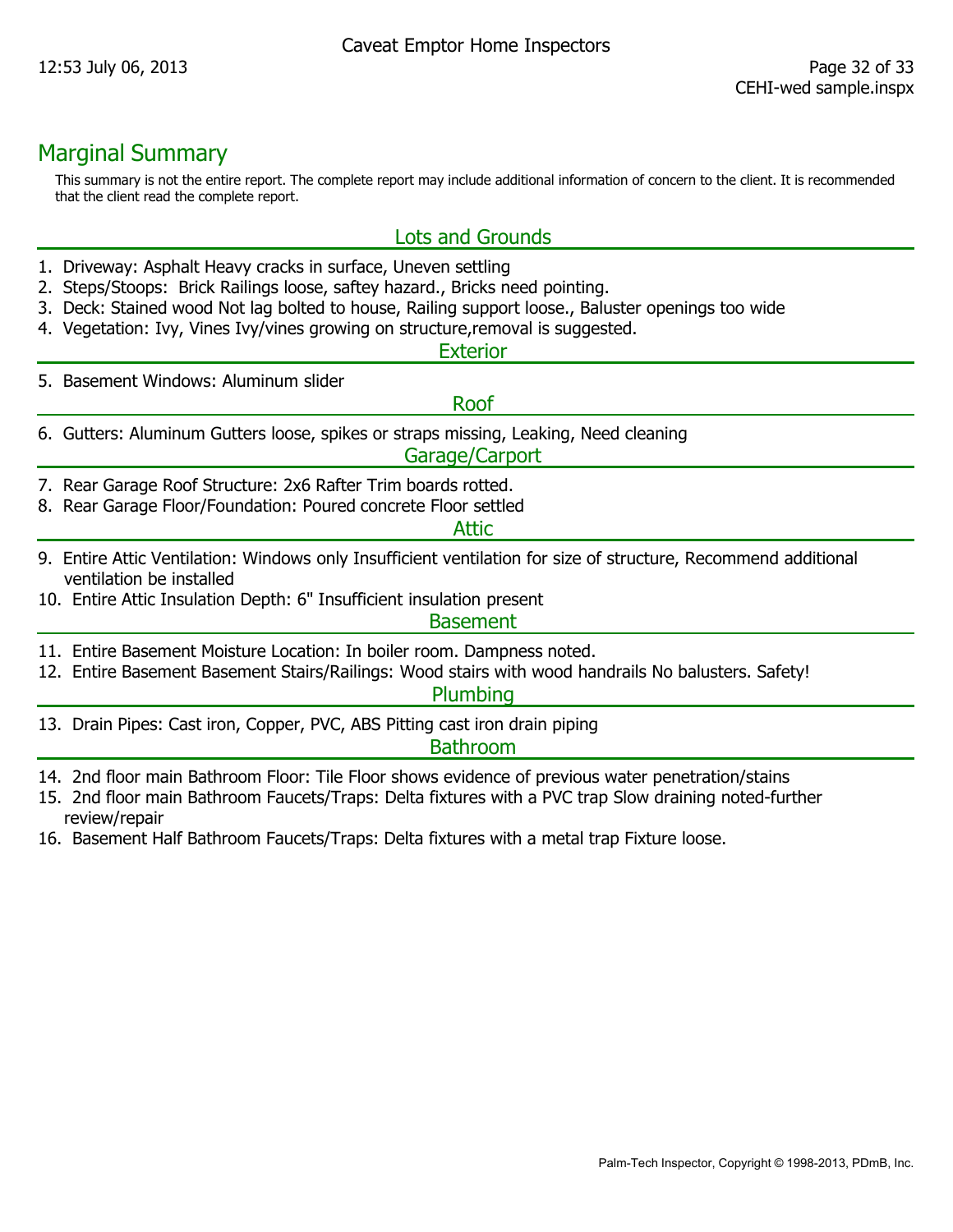# Marginal Summary

This summary is not the entire report. The complete report may include additional information of concern to the client. It is recommended that the client read the complete report.

## Lots and Grounds

1. Driveway: Asphalt Heavy cracks in surface, Uneven settling
2. Steps/Stoops: Brick Railings loose, saftey hazard., Bricks need pointing.
3. Deck: Stained wood Not lag bolted to house, Railing support loose., Baluster openings too wide
4. Vegetation: Ivy, Vines Ivy/vines growing on structure,removal is suggested.

## Exterior

5. Basement Windows: Aluminum slider

## Roof

6. Gutters: Aluminum Gutters loose, spikes or straps missing, Leaking, Need cleaning

## Garage/Carport

7. Rear Garage Roof Structure: 2x6 Rafter Trim boards rotted.
8. Rear Garage Floor/Foundation: Poured concrete Floor settled

## Attic

9. Entire Attic Ventilation: Windows only Insufficient ventilation for size of structure, Recommend additional ventilation be installed
10. Entire Attic Insulation Depth: 6" Insufficient insulation present

## Basement

11. Entire Basement Moisture Location: In boiler room. Dampness noted.
12. Entire Basement Basement Stairs/Railings: Wood stairs with wood handrails No balusters. Safety!

## Plumbing

13. Drain Pipes: Cast iron, Copper, PVC, ABS Pitting cast iron drain piping

## Bathroom

14. 2nd floor main Bathroom Floor: Tile Floor shows evidence of previous water penetration/stains
15. 2nd floor main Bathroom Faucets/Traps: Delta fixtures with a PVC trap Slow draining noted-further review/repair
16. Basement Half Bathroom Faucets/Traps: Delta fixtures with a metal trap Fixture loose.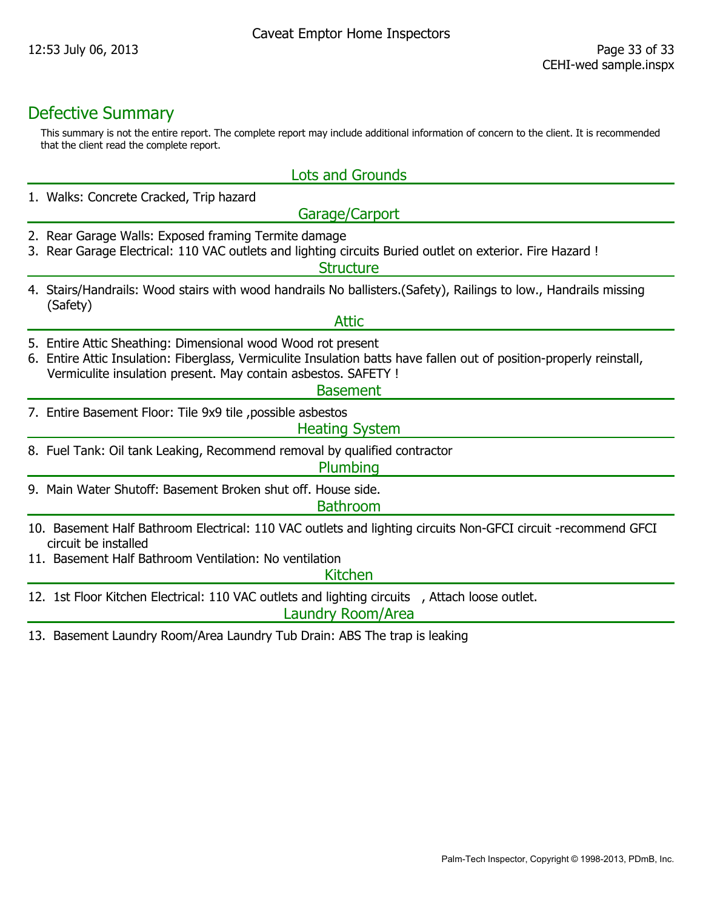# Defective Summary

This summary is not the entire report. The complete report may include additional information of concern to the client. It is recommended that the client read the complete report.

## Lots and Grounds

1. Walks: Concrete Cracked, Trip hazard

## Garage/Carport

2. Rear Garage Walls: Exposed framing Termite damage
3. Rear Garage Electrical: 110 VAC outlets and lighting circuits Buried outlet on exterior. Fire Hazard !

## Structure

4. Stairs/Handrails: Wood stairs with wood handrails No ballisters.(Safety), Railings to low., Handrails missing (Safety)

## Attic

5. Entire Attic Sheathing: Dimensional wood Wood rot present
6. Entire Attic Insulation: Fiberglass, Vermiculite Insulation batts have fallen out of position-properly reinstall, Vermiculite insulation present. May contain asbestos. SAFETY !

## Basement

7. Entire Basement Floor: Tile 9x9 tile ,possible asbestos

## Heating System

8. Fuel Tank: Oil tank Leaking, Recommend removal by qualified contractor

## Plumbing

9. Main Water Shutoff: Basement Broken shut off. House side.

## Bathroom

10. Basement Half Bathroom Electrical: 110 VAC outlets and lighting circuits Non-GFCI circuit -recommend GFCI circuit be installed
11. Basement Half Bathroom Ventilation: No ventilation

## Kitchen

12. 1st Floor Kitchen Electrical: 110 VAC outlets and lighting circuits , Attach loose outlet.

## Laundry Room/Area

13. Basement Laundry Room/Area Laundry Tub Drain: ABS The trap is leaking